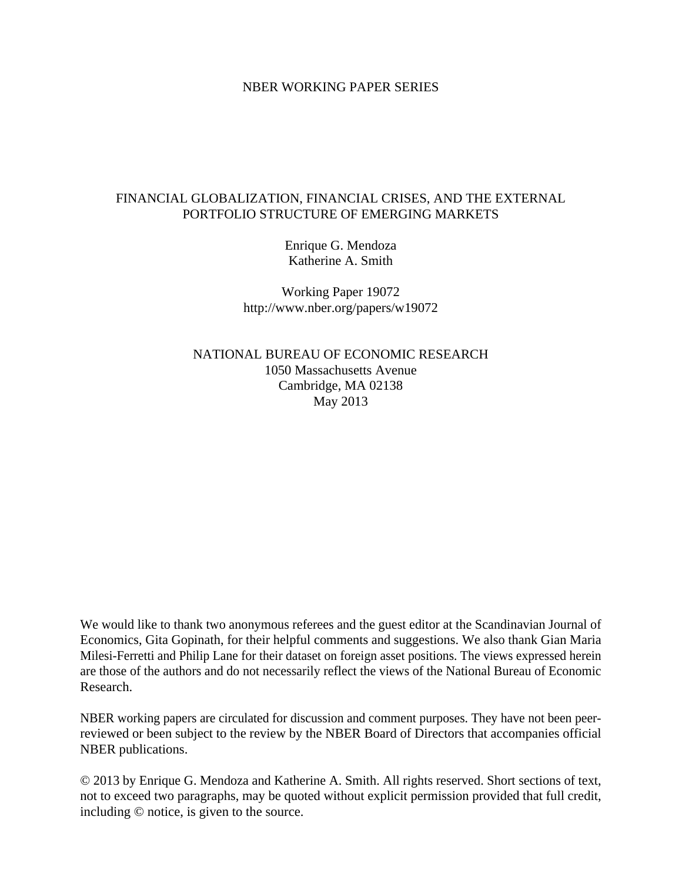NBER WORKING PAPER SERIES

# FINANCIAL GLOBALIZATION, FINANCIAL CRISES, AND THE EXTERNAL PORTFOLIO STRUCTURE OF EMERGING MARKETS

Enrique G. Mendoza
Katherine A. Smith

Working Paper 19072
http://www.nber.org/papers/w19072

NATIONAL BUREAU OF ECONOMIC RESEARCH
1050 Massachusetts Avenue
Cambridge, MA 02138
May 2013

We would like to thank two anonymous referees and the guest editor at the Scandinavian Journal of Economics, Gita Gopinath, for their helpful comments and suggestions. We also thank Gian Maria Milesi-Ferretti and Philip Lane for their dataset on foreign asset positions. The views expressed herein are those of the authors and do not necessarily reflect the views of the National Bureau of Economic Research.

NBER working papers are circulated for discussion and comment purposes. They have not been peer-reviewed or been subject to the review by the NBER Board of Directors that accompanies official NBER publications.

© 2013 by Enrique G. Mendoza and Katherine A. Smith. All rights reserved. Short sections of text, not to exceed two paragraphs, may be quoted without explicit permission provided that full credit, including © notice, is given to the source.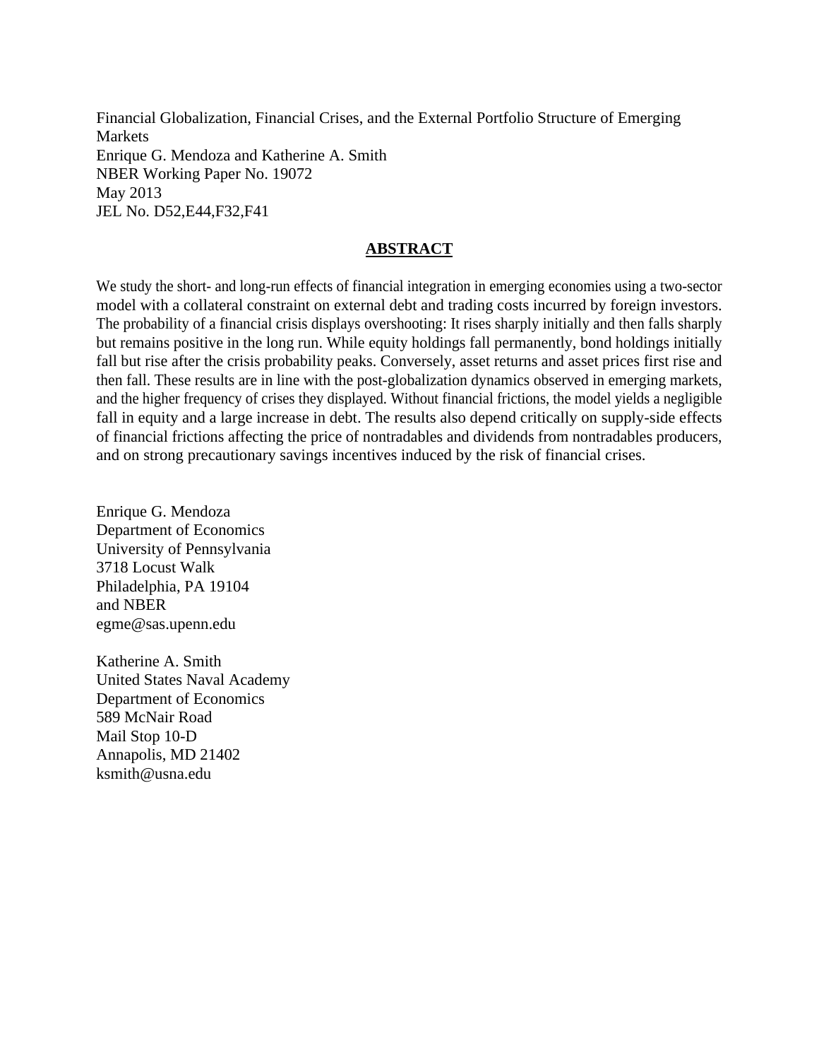Financial Globalization, Financial Crises, and the External Portfolio Structure of Emerging Markets
Enrique G. Mendoza and Katherine A. Smith
NBER Working Paper No. 19072
May 2013
JEL No. D52,E44,F32,F41

## ABSTRACT

We study the short- and long-run effects of financial integration in emerging economies using a two-sector model with a collateral constraint on external debt and trading costs incurred by foreign investors. The probability of a financial crisis displays overshooting: It rises sharply initially and then falls sharply but remains positive in the long run. While equity holdings fall permanently, bond holdings initially fall but rise after the crisis probability peaks. Conversely, asset returns and asset prices first rise and then fall. These results are in line with the post-globalization dynamics observed in emerging markets, and the higher frequency of crises they displayed. Without financial frictions, the model yields a negligible fall in equity and a large increase in debt. The results also depend critically on supply-side effects of financial frictions affecting the price of nontradables and dividends from nontradables producers, and on strong precautionary savings incentives induced by the risk of financial crises.

Enrique G. Mendoza
Department of Economics
University of Pennsylvania
3718 Locust Walk
Philadelphia, PA 19104
and NBER
egme@sas.upenn.edu

Katherine A. Smith
United States Naval Academy
Department of Economics
589 McNair Road
Mail Stop 10-D
Annapolis, MD 21402
ksmith@usna.edu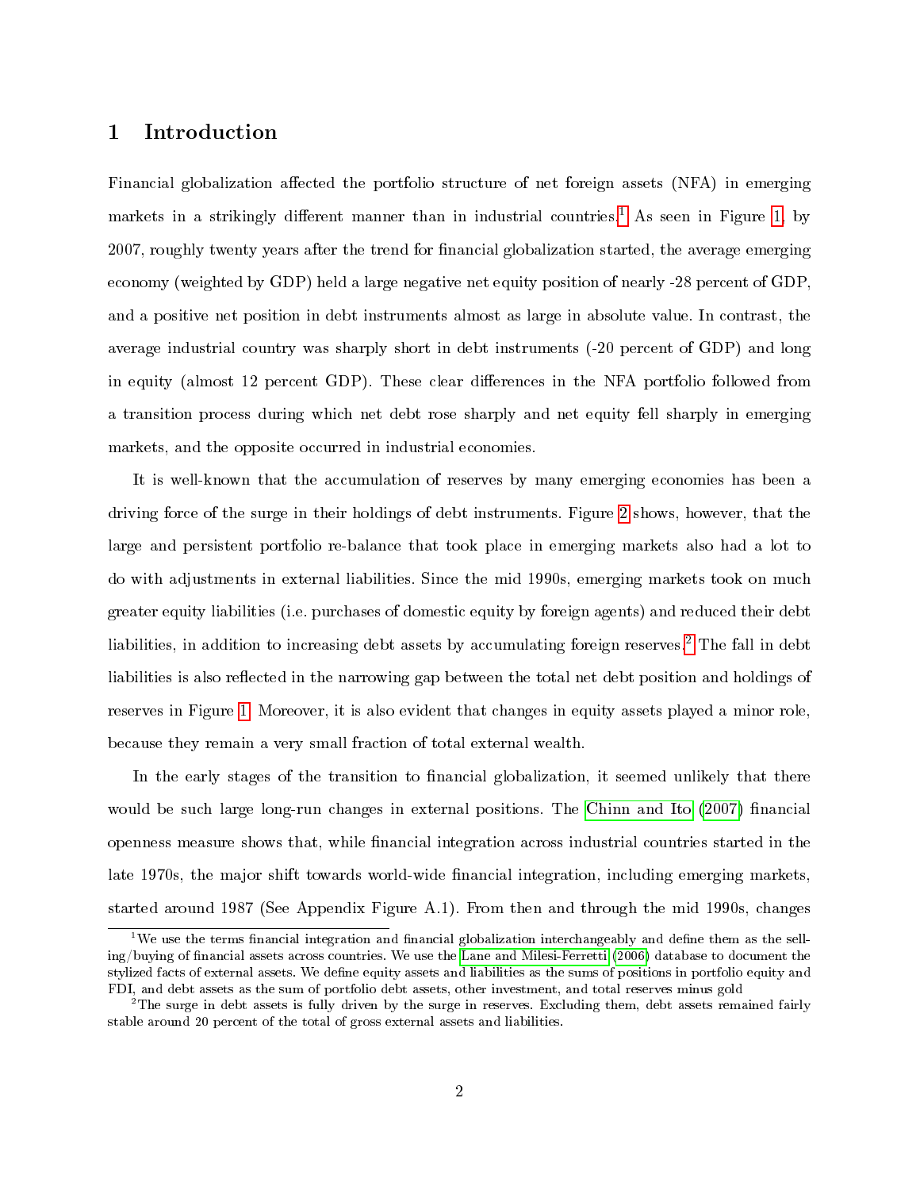# 1 Introduction

Financial globalization affected the portfolio structure of net foreign assets (NFA) in emerging markets in a strikingly different manner than in industrial countries.[1] As seen in Figure 1, by 2007, roughly twenty years after the trend for financial globalization started, the average emerging economy (weighted by GDP) held a large negative net equity position of nearly -28 percent of GDP, and a positive net position in debt instruments almost as large in absolute value. In contrast, the average industrial country was sharply short in debt instruments (-20 percent of GDP) and long in equity (almost 12 percent GDP). These clear differences in the NFA portfolio followed from a transition process during which net debt rose sharply and net equity fell sharply in emerging markets, and the opposite occurred in industrial economies.

It is well-known that the accumulation of reserves by many emerging economies has been a driving force of the surge in their holdings of debt instruments. Figure 2 shows, however, that the large and persistent portfolio re-balance that took place in emerging markets also had a lot to do with adjustments in external liabilities. Since the mid 1990s, emerging markets took on much greater equity liabilities (i.e. purchases of domestic equity by foreign agents) and reduced their debt liabilities, in addition to increasing debt assets by accumulating foreign reserves.[2] The fall in debt liabilities is also reflected in the narrowing gap between the total net debt position and holdings of reserves in Figure 1. Moreover, it is also evident that changes in equity assets played a minor role, because they remain a very small fraction of total external wealth.

In the early stages of the transition to financial globalization, it seemed unlikely that there would be such large long-run changes in external positions. The Chinn and Ito (2007) financial openness measure shows that, while financial integration across industrial countries started in the late 1970s, the major shift towards world-wide financial integration, including emerging markets, started around 1987 (See Appendix Figure A.1). From then and through the mid 1990s, changes

[1] We use the terms financial integration and financial globalization interchangeably and define them as the selling/buying of financial assets across countries. We use the Lane and Milesi-Ferretti (2006) database to document the stylized facts of external assets. We define equity assets and liabilities as the sums of positions in portfolio equity and FDI, and debt assets as the sum of portfolio debt assets, other investment, and total reserves minus gold

[2] The surge in debt assets is fully driven by the surge in reserves. Excluding them, debt assets remained fairly stable around 20 percent of the total of gross external assets and liabilities.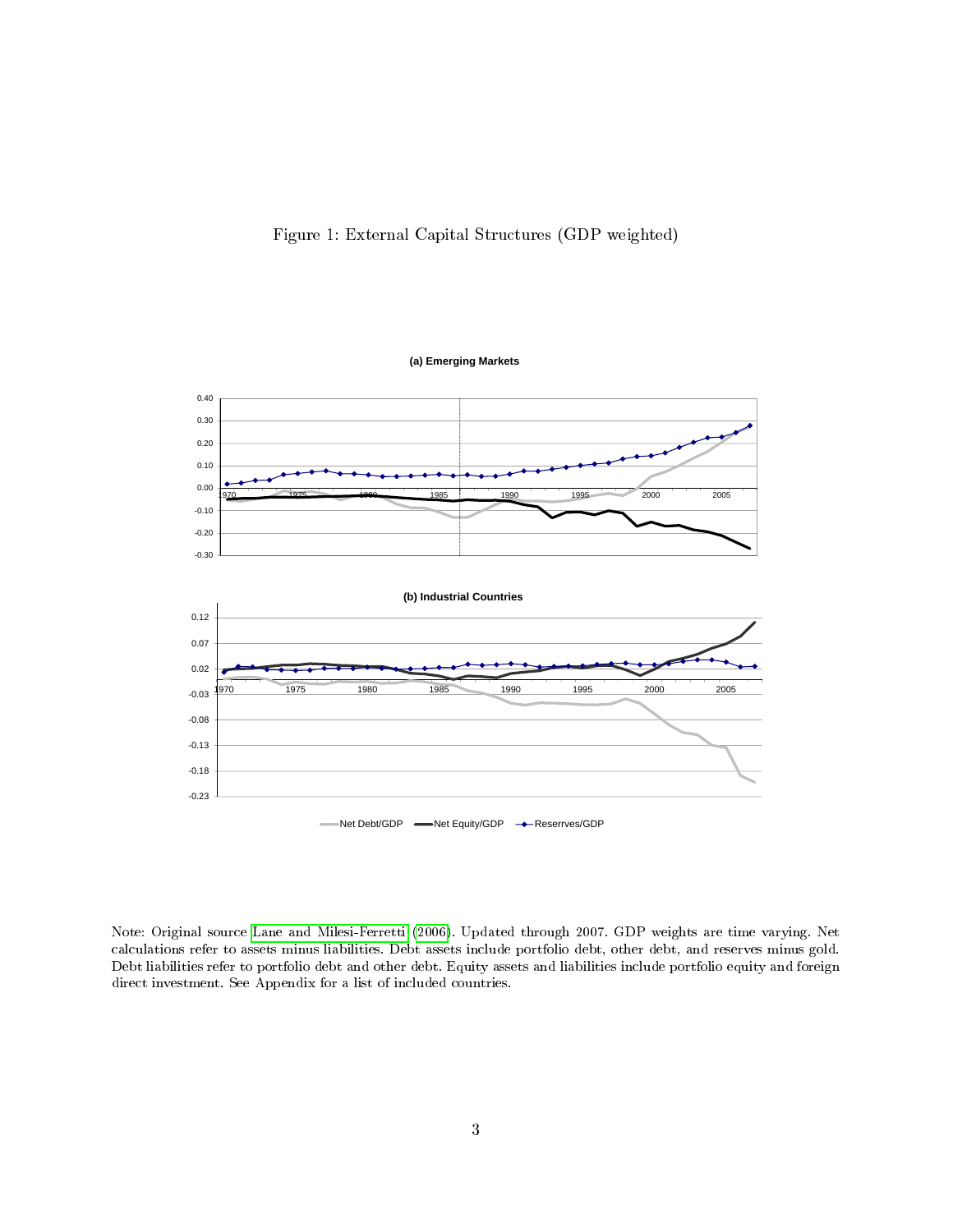Figure 1: External Capital Structures (GDP weighted)

**(a) Emerging Markets**

**(b) Industrial Countries**

Net Debt/GDP — Net Equity/GDP — Reserrves/GDP

Note: Original source Lane and Milesi-Ferretti (2006). Updated through 2007. GDP weights are time varying. Net calculations refer to assets minus liabilities. Debt assets include portfolio debt, other debt, and reserves minus gold. Debt liabilities refer to portfolio debt and other debt. Equity assets and liabilities include portfolio equity and foreign direct investment. See Appendix for a list of included countries.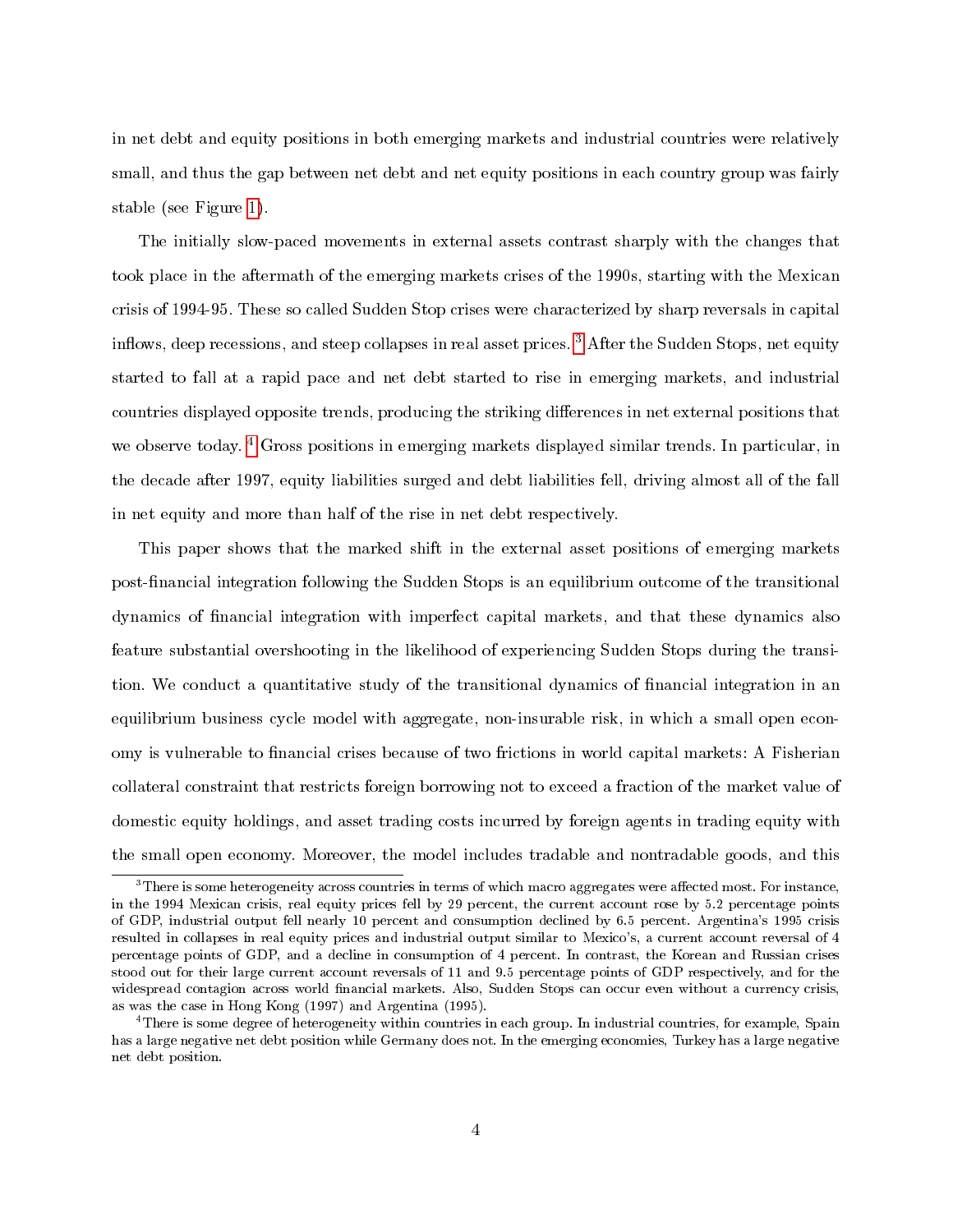in net debt and equity positions in both emerging markets and industrial countries were relatively small, and thus the gap between net debt and net equity positions in each country group was fairly stable (see Figure 1).

The initially slow-paced movements in external assets contrast sharply with the changes that took place in the aftermath of the emerging markets crises of the 1990s, starting with the Mexican crisis of 1994-95. These so called Sudden Stop crises were characterized by sharp reversals in capital inflows, deep recessions, and steep collapses in real asset prices. [3] After the Sudden Stops, net equity started to fall at a rapid pace and net debt started to rise in emerging markets, and industrial countries displayed opposite trends, producing the striking differences in net external positions that we observe today. [4] Gross positions in emerging markets displayed similar trends. In particular, in the decade after 1997, equity liabilities surged and debt liabilities fell, driving almost all of the fall in net equity and more than half of the rise in net debt respectively.

This paper shows that the marked shift in the external asset positions of emerging markets post-financial integration following the Sudden Stops is an equilibrium outcome of the transitional dynamics of financial integration with imperfect capital markets, and that these dynamics also feature substantial overshooting in the likelihood of experiencing Sudden Stops during the transition. We conduct a quantitative study of the transitional dynamics of financial integration in an equilibrium business cycle model with aggregate, non-insurable risk, in which a small open economy is vulnerable to financial crises because of two frictions in world capital markets: A Fisherian collateral constraint that restricts foreign borrowing not to exceed a fraction of the market value of domestic equity holdings, and asset trading costs incurred by foreign agents in trading equity with the small open economy. Moreover, the model includes tradable and nontradable goods, and this

[3] There is some heterogeneity across countries in terms of which macro aggregates were affected most. For instance, in the 1994 Mexican crisis, real equity prices fell by 29 percent, the current account rose by 5.2 percentage points of GDP, industrial output fell nearly 10 percent and consumption declined by 6.5 percent. Argentina's 1995 crisis resulted in collapses in real equity prices and industrial output similar to Mexico's, a current account reversal of 4 percentage points of GDP, and a decline in consumption of 4 percent. In contrast, the Korean and Russian crises stood out for their large current account reversals of 11 and 9.5 percentage points of GDP respectively, and for the widespread contagion across world financial markets. Also, Sudden Stops can occur even without a currency crisis, as was the case in Hong Kong (1997) and Argentina (1995).

[4] There is some degree of heterogeneity within countries in each group. In industrial countries, for example, Spain has a large negative net debt position while Germany does not. In the emerging economies, Turkey has a large negative net debt position.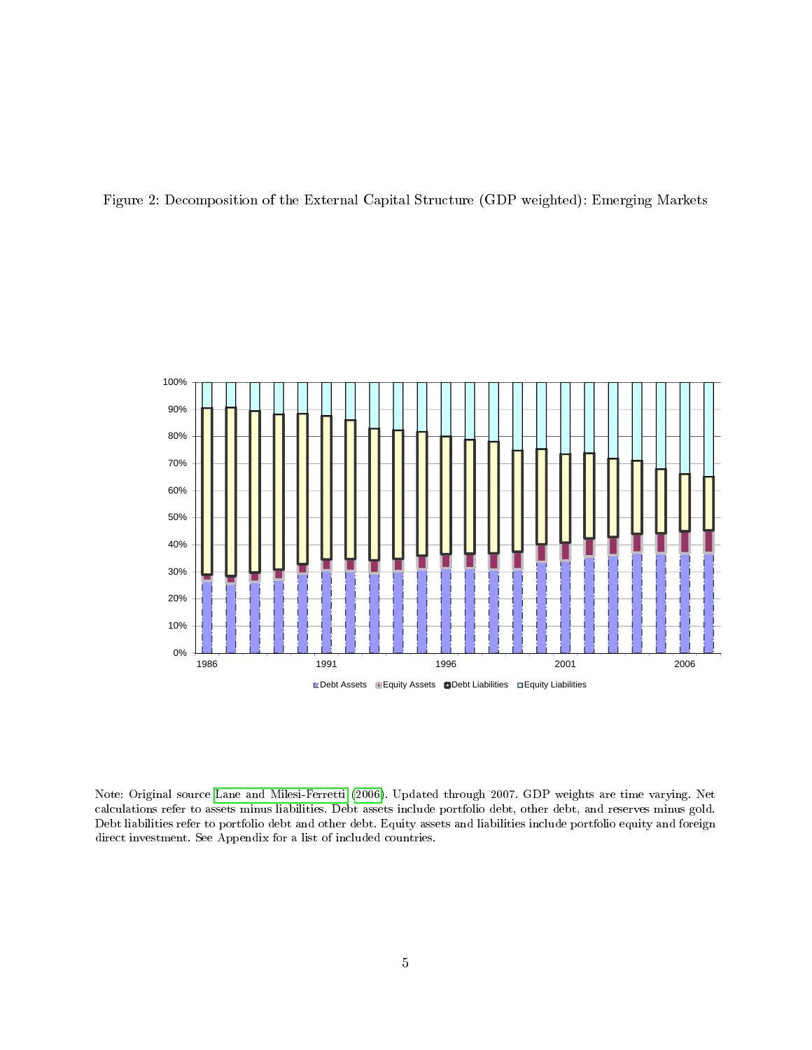Figure 2: Decomposition of the External Capital Structure (GDP weighted): Emerging Markets

Note: Original source Lane and Milesi-Ferretti (2006). Updated through 2007. GDP weights are time varying. Net calculations refer to assets minus liabilities. Debt assets include portfolio debt, other debt, and reserves minus gold. Debt liabilities refer to portfolio debt and other debt. Equity assets and liabilities include portfolio equity and foreign direct investment. See Appendix for a list of included countries.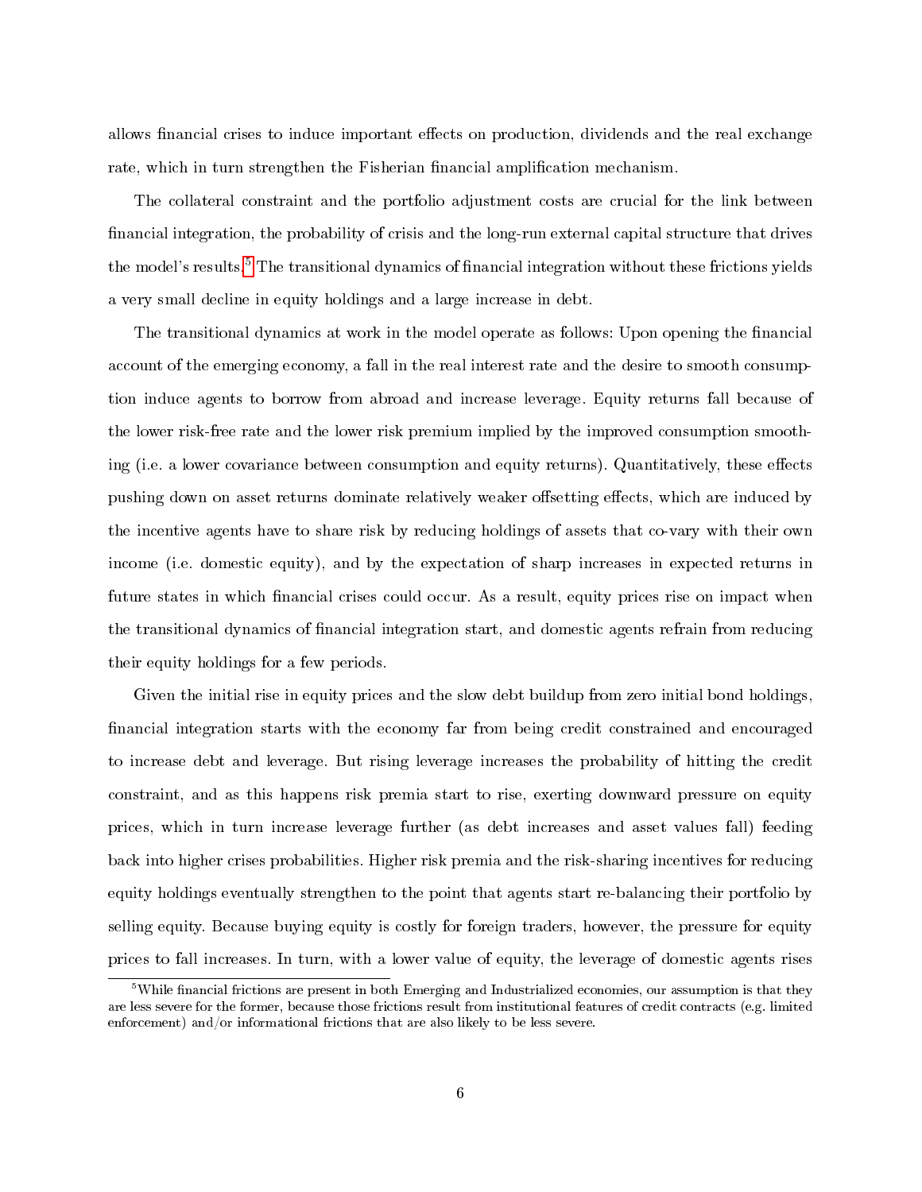allows financial crises to induce important effects on production, dividends and the real exchange rate, which in turn strengthen the Fisherian financial amplification mechanism.

The collateral constraint and the portfolio adjustment costs are crucial for the link between financial integration, the probability of crisis and the long-run external capital structure that drives the model's results.[5] The transitional dynamics of financial integration without these frictions yields a very small decline in equity holdings and a large increase in debt.

The transitional dynamics at work in the model operate as follows: Upon opening the financial account of the emerging economy, a fall in the real interest rate and the desire to smooth consumption induce agents to borrow from abroad and increase leverage. Equity returns fall because of the lower risk-free rate and the lower risk premium implied by the improved consumption smoothing (i.e. a lower covariance between consumption and equity returns). Quantitatively, these effects pushing down on asset returns dominate relatively weaker offsetting effects, which are induced by the incentive agents have to share risk by reducing holdings of assets that co-vary with their own income (i.e. domestic equity), and by the expectation of sharp increases in expected returns in future states in which financial crises could occur. As a result, equity prices rise on impact when the transitional dynamics of financial integration start, and domestic agents refrain from reducing their equity holdings for a few periods.

Given the initial rise in equity prices and the slow debt buildup from zero initial bond holdings, financial integration starts with the economy far from being credit constrained and encouraged to increase debt and leverage. But rising leverage increases the probability of hitting the credit constraint, and as this happens risk premia start to rise, exerting downward pressure on equity prices, which in turn increase leverage further (as debt increases and asset values fall) feeding back into higher crises probabilities. Higher risk premia and the risk-sharing incentives for reducing equity holdings eventually strengthen to the point that agents start re-balancing their portfolio by selling equity. Because buying equity is costly for foreign traders, however, the pressure for equity prices to fall increases. In turn, with a lower value of equity, the leverage of domestic agents rises

[5] While financial frictions are present in both Emerging and Industrialized economies, our assumption is that they are less severe for the former, because those frictions result from institutional features of credit contracts (e.g. limited enforcement) and/or informational frictions that are also likely to be less severe.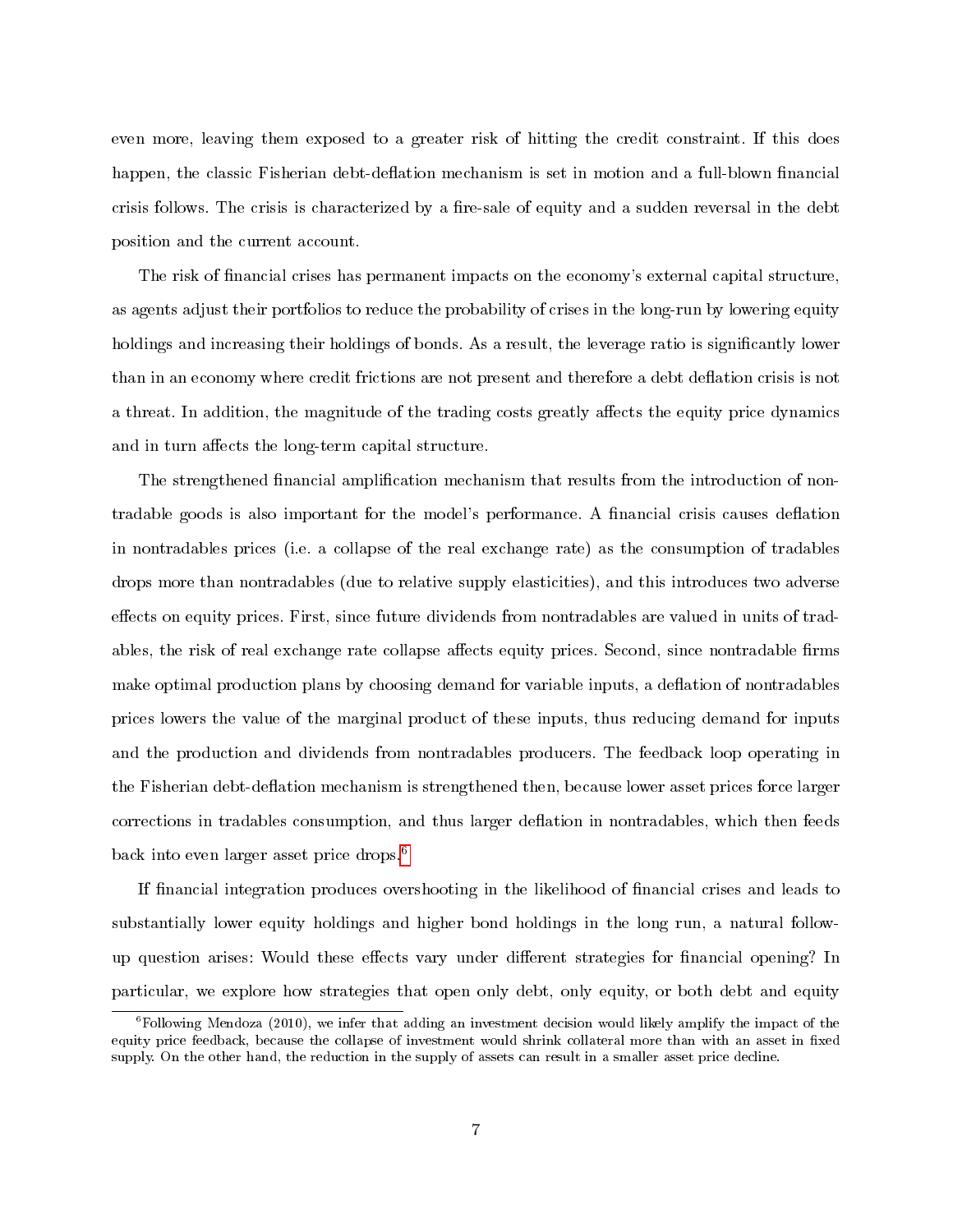even more, leaving them exposed to a greater risk of hitting the credit constraint. If this does happen, the classic Fisherian debt-deflation mechanism is set in motion and a full-blown financial crisis follows. The crisis is characterized by a fire-sale of equity and a sudden reversal in the debt position and the current account.

The risk of financial crises has permanent impacts on the economy's external capital structure, as agents adjust their portfolios to reduce the probability of crises in the long-run by lowering equity holdings and increasing their holdings of bonds. As a result, the leverage ratio is significantly lower than in an economy where credit frictions are not present and therefore a debt deflation crisis is not a threat. In addition, the magnitude of the trading costs greatly affects the equity price dynamics and in turn affects the long-term capital structure.

The strengthened financial amplification mechanism that results from the introduction of nontradable goods is also important for the model's performance. A financial crisis causes deflation in nontradables prices (i.e. a collapse of the real exchange rate) as the consumption of tradables drops more than nontradables (due to relative supply elasticities), and this introduces two adverse effects on equity prices. First, since future dividends from nontradables are valued in units of tradables, the risk of real exchange rate collapse affects equity prices. Second, since nontradable firms make optimal production plans by choosing demand for variable inputs, a deflation of nontradables prices lowers the value of the marginal product of these inputs, thus reducing demand for inputs and the production and dividends from nontradables producers. The feedback loop operating in the Fisherian debt-deflation mechanism is strengthened then, because lower asset prices force larger corrections in tradables consumption, and thus larger deflation in nontradables, which then feeds back into even larger asset price drops.[6]

If financial integration produces overshooting in the likelihood of financial crises and leads to substantially lower equity holdings and higher bond holdings in the long run, a natural follow-up question arises: Would these effects vary under different strategies for financial opening? In particular, we explore how strategies that open only debt, only equity, or both debt and equity

[6] Following Mendoza (2010), we infer that adding an investment decision would likely amplify the impact of the equity price feedback, because the collapse of investment would shrink collateral more than with an asset in fixed supply. On the other hand, the reduction in the supply of assets can result in a smaller asset price decline.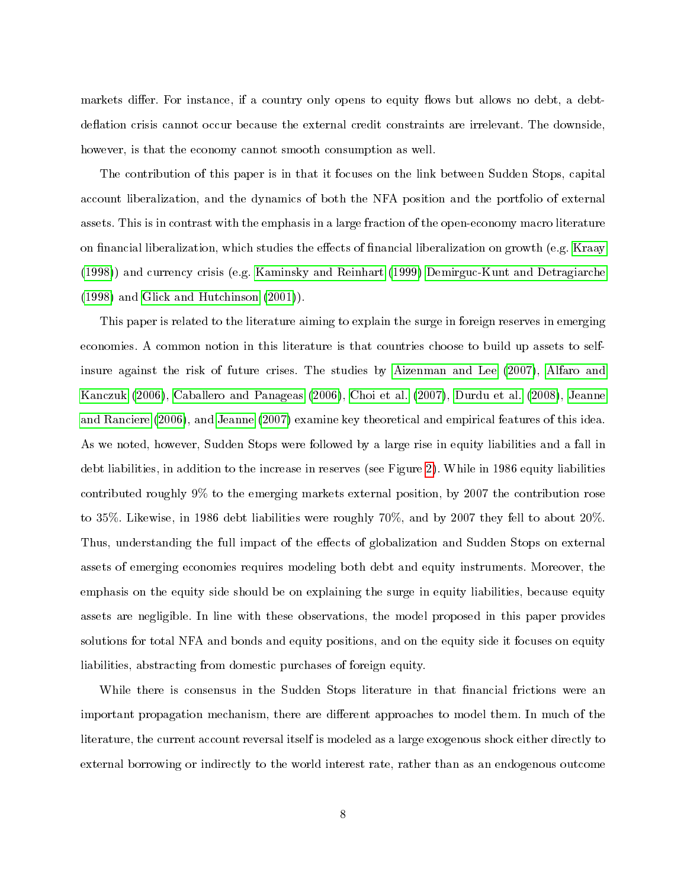markets differ. For instance, if a country only opens to equity flows but allows no debt, a debt-deflation crisis cannot occur because the external credit constraints are irrelevant. The downside, however, is that the economy cannot smooth consumption as well.

The contribution of this paper is in that it focuses on the link between Sudden Stops, capital account liberalization, and the dynamics of both the NFA position and the portfolio of external assets. This is in contrast with the emphasis in a large fraction of the open-economy macro literature on financial liberalization, which studies the effects of financial liberalization on growth (e.g. Kraay (1998)) and currency crisis (e.g. Kaminsky and Reinhart (1999) Demirguc-Kunt and Detragiarche (1998) and Glick and Hutchinson (2001)).

This paper is related to the literature aiming to explain the surge in foreign reserves in emerging economies. A common notion in this literature is that countries choose to build up assets to self-insure against the risk of future crises. The studies by Aizenman and Lee (2007), Alfaro and Kanczuk (2006), Caballero and Panageas (2006), Choi et al. (2007), Durdu et al. (2008), Jeanne and Ranciere (2006), and Jeanne (2007) examine key theoretical and empirical features of this idea. As we noted, however, Sudden Stops were followed by a large rise in equity liabilities and a fall in debt liabilities, in addition to the increase in reserves (see Figure 2). While in 1986 equity liabilities contributed roughly 9% to the emerging markets external position, by 2007 the contribution rose to 35%. Likewise, in 1986 debt liabilities were roughly 70%, and by 2007 they fell to about 20%. Thus, understanding the full impact of the effects of globalization and Sudden Stops on external assets of emerging economies requires modeling both debt and equity instruments. Moreover, the emphasis on the equity side should be on explaining the surge in equity liabilities, because equity assets are negligible. In line with these observations, the model proposed in this paper provides solutions for total NFA and bonds and equity positions, and on the equity side it focuses on equity liabilities, abstracting from domestic purchases of foreign equity.

While there is consensus in the Sudden Stops literature in that financial frictions were an important propagation mechanism, there are different approaches to model them. In much of the literature, the current account reversal itself is modeled as a large exogenous shock either directly to external borrowing or indirectly to the world interest rate, rather than as an endogenous outcome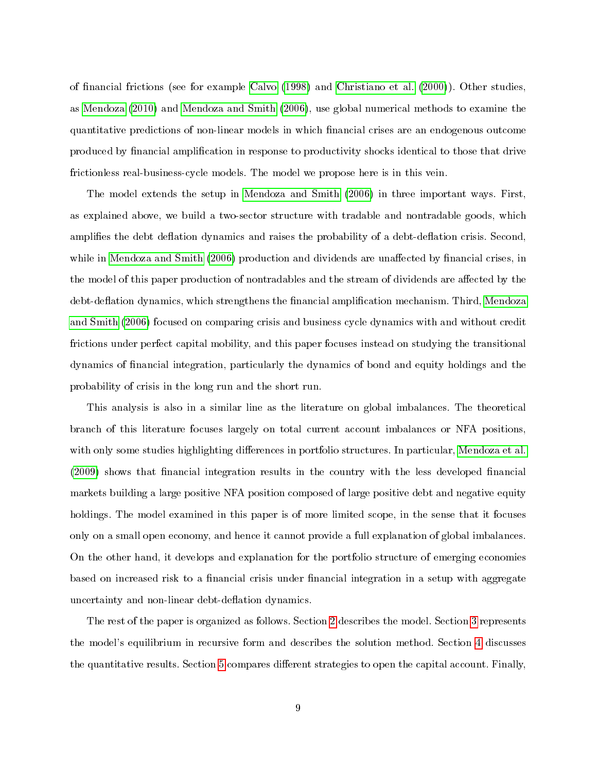of financial frictions (see for example Calvo (1998) and Christiano et al. (2000)). Other studies, as Mendoza (2010) and Mendoza and Smith (2006), use global numerical methods to examine the quantitative predictions of non-linear models in which financial crises are an endogenous outcome produced by financial amplification in response to productivity shocks identical to those that drive frictionless real-business-cycle models. The model we propose here is in this vein.

The model extends the setup in Mendoza and Smith (2006) in three important ways. First, as explained above, we build a two-sector structure with tradable and nontradable goods, which amplifies the debt deflation dynamics and raises the probability of a debt-deflation crisis. Second, while in Mendoza and Smith (2006) production and dividends are unaffected by financial crises, in the model of this paper production of nontradables and the stream of dividends are affected by the debt-deflation dynamics, which strengthens the financial amplification mechanism. Third, Mendoza and Smith (2006) focused on comparing crisis and business cycle dynamics with and without credit frictions under perfect capital mobility, and this paper focuses instead on studying the transitional dynamics of financial integration, particularly the dynamics of bond and equity holdings and the probability of crisis in the long run and the short run.

This analysis is also in a similar line as the literature on global imbalances. The theoretical branch of this literature focuses largely on total current account imbalances or NFA positions, with only some studies highlighting differences in portfolio structures. In particular, Mendoza et al. (2009) shows that financial integration results in the country with the less developed financial markets building a large positive NFA position composed of large positive debt and negative equity holdings. The model examined in this paper is of more limited scope, in the sense that it focuses only on a small open economy, and hence it cannot provide a full explanation of global imbalances. On the other hand, it develops and explanation for the portfolio structure of emerging economies based on increased risk to a financial crisis under financial integration in a setup with aggregate uncertainty and non-linear debt-deflation dynamics.

The rest of the paper is organized as follows. Section 2 describes the model. Section 3 represents the model's equilibrium in recursive form and describes the solution method. Section 4 discusses the quantitative results. Section 5 compares different strategies to open the capital account. Finally,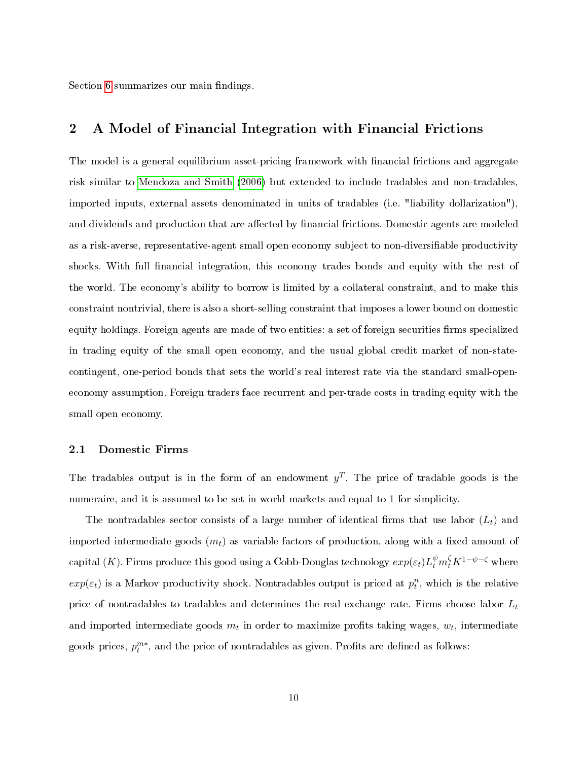Section 6 summarizes our main findings.

## 2 A Model of Financial Integration with Financial Frictions

The model is a general equilibrium asset-pricing framework with financial frictions and aggregate risk similar to Mendoza and Smith (2006) but extended to include tradables and non-tradables, imported inputs, external assets denominated in units of tradables (i.e. "liability dollarization"), and dividends and production that are affected by financial frictions. Domestic agents are modeled as a risk-averse, representative-agent small open economy subject to non-diversifiable productivity shocks. With full financial integration, this economy trades bonds and equity with the rest of the world. The economy's ability to borrow is limited by a collateral constraint, and to make this constraint nontrivial, there is also a short-selling constraint that imposes a lower bound on domestic equity holdings. Foreign agents are made of two entities: a set of foreign securities firms specialized in trading equity of the small open economy, and the usual global credit market of non-state-contingent, one-period bonds that sets the world's real interest rate via the standard small-open-economy assumption. Foreign traders face recurrent and per-trade costs in trading equity with the small open economy.

### 2.1 Domestic Firms

The tradables output is in the form of an endowment $y^T$. The price of tradable goods is the numeraire, and it is assumed to be set in world markets and equal to 1 for simplicity.

The nontradables sector consists of a large number of identical firms that use labor ($L_t$) and imported intermediate goods ($m_t$) as variable factors of production, along with a fixed amount of capital ($K$). Firms produce this good using a Cobb-Douglas technology $exp(\varepsilon_t)L_t^{\psi}m_t^{\zeta}K^{1-\psi-\zeta}$ where $exp(\varepsilon_t)$ is a Markov productivity shock. Nontradables output is priced at $p_t^n$, which is the relative price of nontradables to tradables and determines the real exchange rate. Firms choose labor $L_t$ and imported intermediate goods $m_t$ in order to maximize profits taking wages, $w_t$, intermediate goods prices, $p_t^{m*}$, and the price of nontradables as given. Profits are defined as follows: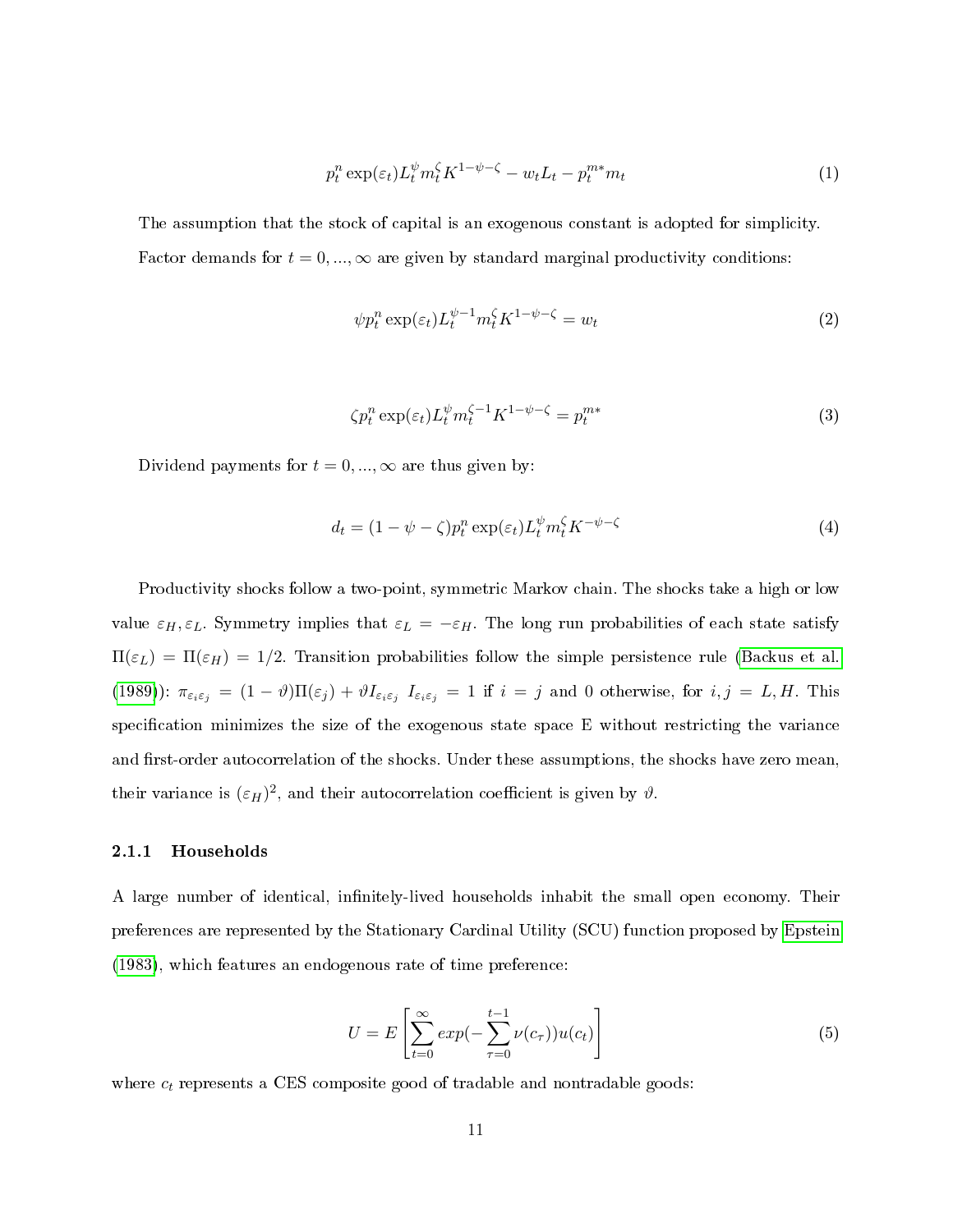$$p_t^n \exp(\varepsilon_t) L_t^{\psi} m_t^{\zeta} K^{1-\psi-\zeta} - w_t L_t - p_t^{m*} m_t \tag{1}$$

The assumption that the stock of capital is an exogenous constant is adopted for simplicity. Factor demands for $t = 0, ..., \infty$ are given by standard marginal productivity conditions:

$$\psi p_t^n \exp(\varepsilon_t) L_t^{\psi-1} m_t^{\zeta} K^{1-\psi-\zeta} = w_t \tag{2}$$

$$\zeta p_t^n \exp(\varepsilon_t) L_t^{\psi} m_t^{\zeta-1} K^{1-\psi-\zeta} = p_t^{m*} \tag{3}$$

Dividend payments for $t = 0, ..., \infty$ are thus given by:

$$d_t = (1-\psi-\zeta) p_t^n \exp(\varepsilon_t) L_t^{\psi} m_t^{\zeta} K^{-\psi-\zeta} \tag{4}$$

Productivity shocks follow a two-point, symmetric Markov chain. The shocks take a high or low value $\varepsilon_H, \varepsilon_L$. Symmetry implies that $\varepsilon_L = -\varepsilon_H$. The long run probabilities of each state satisfy $\Pi(\varepsilon_L) = \Pi(\varepsilon_H) = 1/2$. Transition probabilities follow the simple persistence rule (Backus et al. (1989)): $\pi_{\varepsilon_i \varepsilon_j} = (1-\vartheta)\Pi(\varepsilon_j) + \vartheta I_{\varepsilon_i \varepsilon_j}$ $I_{\varepsilon_i \varepsilon_j} = 1$ if $i = j$ and 0 otherwise, for $i, j = L, H$. This specification minimizes the size of the exogenous state space E without restricting the variance and first-order autocorrelation of the shocks. Under these assumptions, the shocks have zero mean, their variance is $(\varepsilon_H)^2$, and their autocorrelation coefficient is given by $\vartheta$.

### 2.1.1 Households

A large number of identical, infinitely-lived households inhabit the small open economy. Their preferences are represented by the Stationary Cardinal Utility (SCU) function proposed by Epstein (1983), which features an endogenous rate of time preference:

$$U = E\left[\sum_{t=0}^{\infty} exp(-\sum_{\tau=0}^{t-1} \nu(c_\tau)) u(c_t)\right] \tag{5}$$

where $c_t$ represents a CES composite good of tradable and nontradable goods: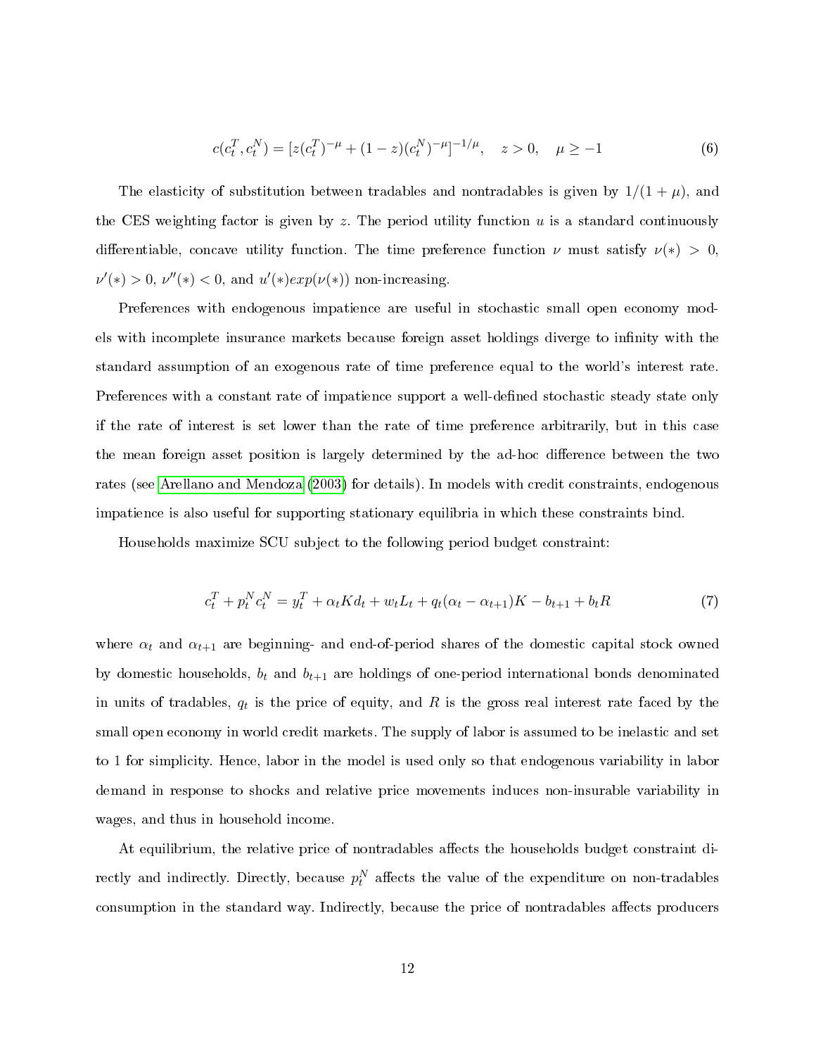$$c(c_t^T, c_t^N) = [z(c_t^T)^{-\mu} + (1-z)(c_t^N)^{-\mu}]^{-1/\mu}, \quad z > 0, \quad \mu \geq -1 \tag{6}$$

The elasticity of substitution between tradables and nontradables is given by $1/(1+\mu)$, and the CES weighting factor is given by $z$. The period utility function $u$ is a standard continuously differentiable, concave utility function. The time preference function $\nu$ must satisfy $\nu(*) > 0$, $\nu'(*) > 0$, $\nu''(*) < 0$, and $u'(*)exp(\nu(*))$ non-increasing.

Preferences with endogenous impatience are useful in stochastic small open economy models with incomplete insurance markets because foreign asset holdings diverge to infinity with the standard assumption of an exogenous rate of time preference equal to the world's interest rate. Preferences with a constant rate of impatience support a well-defined stochastic steady state only if the rate of interest is set lower than the rate of time preference arbitrarily, but in this case the mean foreign asset position is largely determined by the ad-hoc difference between the two rates (see Arellano and Mendoza (2003) for details). In models with credit constraints, endogenous impatience is also useful for supporting stationary equilibria in which these constraints bind.

Households maximize SCU subject to the following period budget constraint:

$$c_t^T + p_t^N c_t^N = y_t^T + \alpha_t K d_t + w_t L_t + q_t(\alpha_t - \alpha_{t+1})K - b_{t+1} + b_t R \tag{7}$$

where $\alpha_t$ and $\alpha_{t+1}$ are beginning- and end-of-period shares of the domestic capital stock owned by domestic households, $b_t$ and $b_{t+1}$ are holdings of one-period international bonds denominated in units of tradables, $q_t$ is the price of equity, and $R$ is the gross real interest rate faced by the small open economy in world credit markets. The supply of labor is assumed to be inelastic and set to 1 for simplicity. Hence, labor in the model is used only so that endogenous variability in labor demand in response to shocks and relative price movements induces non-insurable variability in wages, and thus in household income.

At equilibrium, the relative price of nontradables affects the households budget constraint directly and indirectly. Directly, because $p_t^N$ affects the value of the expenditure on non-tradables consumption in the standard way. Indirectly, because the price of nontradables affects producers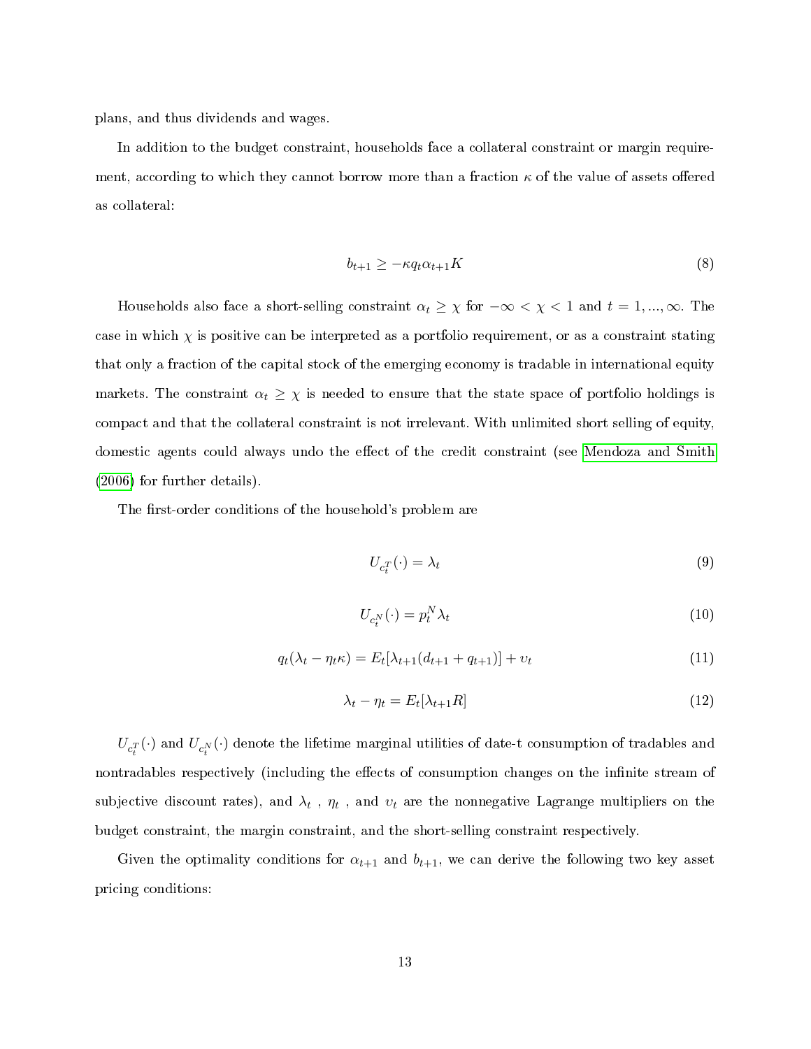plans, and thus dividends and wages.

In addition to the budget constraint, households face a collateral constraint or margin requirement, according to which they cannot borrow more than a fraction $\kappa$ of the value of assets offered as collateral:

$$b_{t+1} \geq -\kappa q_t \alpha_{t+1} K \tag{8}$$

Households also face a short-selling constraint $\alpha_t \geq \chi$ for $-\infty < \chi < 1$ and $t = 1, ..., \infty$. The case in which $\chi$ is positive can be interpreted as a portfolio requirement, or as a constraint stating that only a fraction of the capital stock of the emerging economy is tradable in international equity markets. The constraint $\alpha_t \geq \chi$ is needed to ensure that the state space of portfolio holdings is compact and that the collateral constraint is not irrelevant. With unlimited short selling of equity, domestic agents could always undo the effect of the credit constraint (see Mendoza and Smith (2006) for further details).

The first-order conditions of the household's problem are

$$U_{c_t^T}(\cdot) = \lambda_t \tag{9}$$

$$U_{c_t^N}(\cdot) = p_t^N \lambda_t \tag{10}$$

$$q_t(\lambda_t - \eta_t \kappa) = E_t[\lambda_{t+1}(d_{t+1} + q_{t+1})] + \upsilon_t \tag{11}$$

$$\lambda_t - \eta_t = E_t[\lambda_{t+1} R] \tag{12}$$

$U_{c_t^T}(\cdot)$ and $U_{c_t^N}(\cdot)$ denote the lifetime marginal utilities of date-t consumption of tradables and nontradables respectively (including the effects of consumption changes on the infinite stream of subjective discount rates), and $\lambda_t$ , $\eta_t$ , and $\upsilon_t$ are the nonnegative Lagrange multipliers on the budget constraint, the margin constraint, and the short-selling constraint respectively.

Given the optimality conditions for $\alpha_{t+1}$ and $b_{t+1}$, we can derive the following two key asset pricing conditions: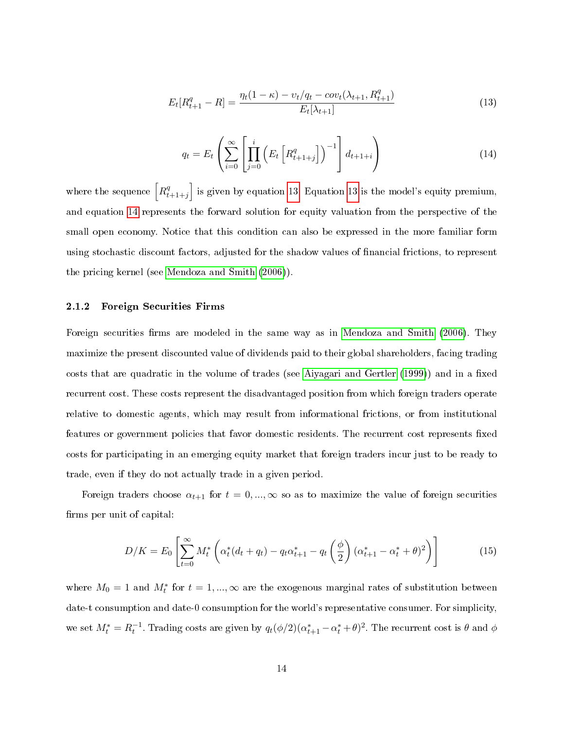$$E_t[R^q_{t+1} - R] = \frac{\eta_t(1-\kappa) - \upsilon_t/q_t - cov_t(\lambda_{t+1}, R^q_{t+1})}{E_t[\lambda_{t+1}]} \tag{13}$$

$$q_t = E_t\left(\sum_{i=0}^{\infty}\left[\prod_{j=0}^{i}\left(E_t\left[R^q_{t+1+j}\right]\right)^{-1}\right] d_{t+1+i}\right) \tag{14}$$

where the sequence $\left[R^q_{t+1+j}\right]$ is given by equation 13. Equation 13 is the model's equity premium, and equation 14 represents the forward solution for equity valuation from the perspective of the small open economy. Notice that this condition can also be expressed in the more familiar form using stochastic discount factors, adjusted for the shadow values of financial frictions, to represent the pricing kernel (see Mendoza and Smith (2006)).

### 2.1.2 Foreign Securities Firms

Foreign securities firms are modeled in the same way as in Mendoza and Smith (2006). They maximize the present discounted value of dividends paid to their global shareholders, facing trading costs that are quadratic in the volume of trades (see Aiyagari and Gertler (1999)) and in a fixed recurrent cost. These costs represent the disadvantaged position from which foreign traders operate relative to domestic agents, which may result from informational frictions, or from institutional features or government policies that favor domestic residents. The recurrent cost represents fixed costs for participating in an emerging equity market that foreign traders incur just to be ready to trade, even if they do not actually trade in a given period.

Foreign traders choose $\alpha_{t+1}$ for $t = 0, ..., \infty$ so as to maximize the value of foreign securities firms per unit of capital:

$$D/K = E_0\left[\sum_{t=0}^{\infty} M^*_t\left(\alpha^*_t(d_t + q_t) - q_t\alpha^*_{t+1} - q_t\left(\frac{\phi}{2}\right)(\alpha^*_{t+1} - \alpha^*_t + \theta)^2\right)\right] \tag{15}$$

where $M_0 = 1$ and $M^*_t$ for $t = 1, ..., \infty$ are the exogenous marginal rates of substitution between date-t consumption and date-0 consumption for the world's representative consumer. For simplicity, we set $M^*_t = R_t^{-1}$. Trading costs are given by $q_t(\phi/2)(\alpha^*_{t+1} - \alpha^*_t + \theta)^2$. The recurrent cost is $\theta$ and $\phi$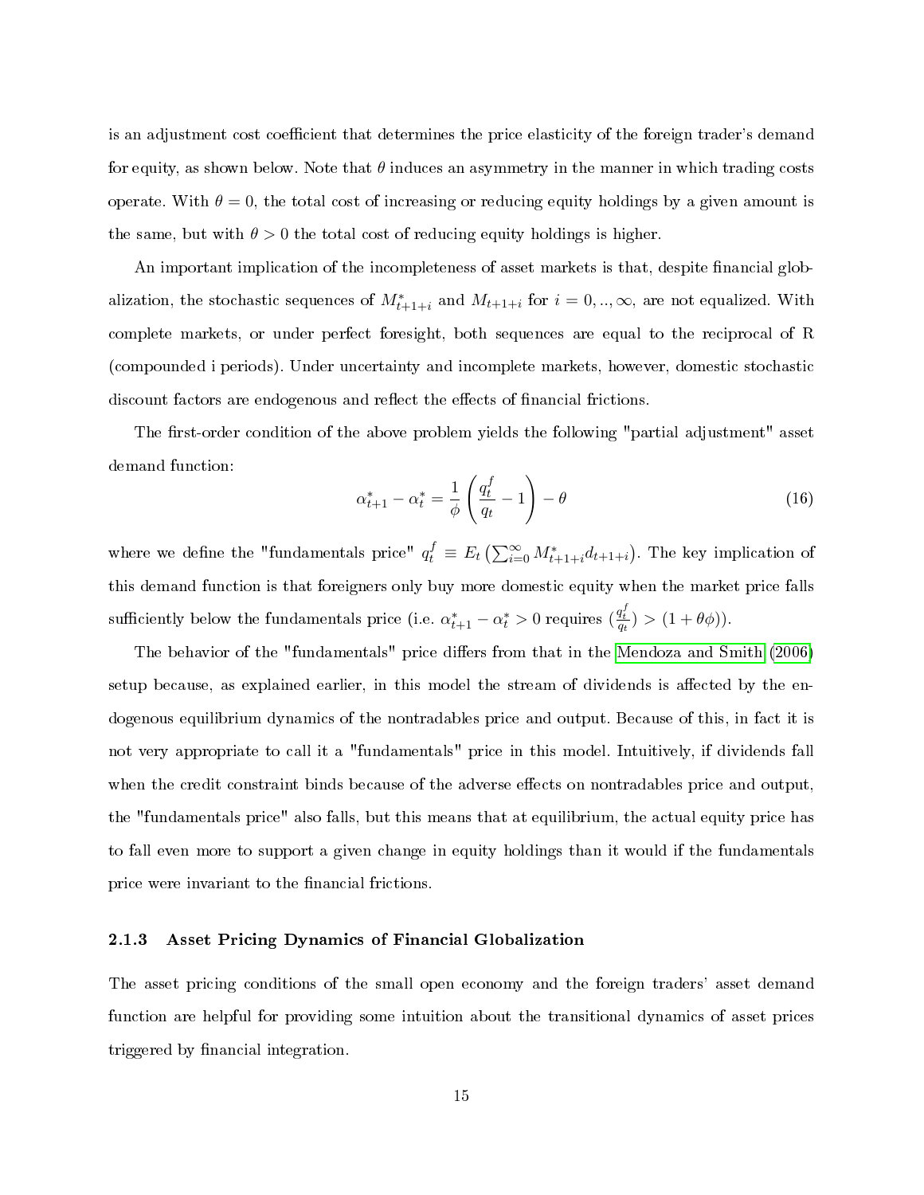is an adjustment cost coefficient that determines the price elasticity of the foreign trader's demand for equity, as shown below. Note that $\theta$ induces an asymmetry in the manner in which trading costs operate. With $\theta = 0$, the total cost of increasing or reducing equity holdings by a given amount is the same, but with $\theta > 0$ the total cost of reducing equity holdings is higher.

An important implication of the incompleteness of asset markets is that, despite financial globalization, the stochastic sequences of $M^*_{t+1+i}$ and $M_{t+1+i}$ for $i = 0, .., \infty$, are not equalized. With complete markets, or under perfect foresight, both sequences are equal to the reciprocal of R (compounded i periods). Under uncertainty and incomplete markets, however, domestic stochastic discount factors are endogenous and reflect the effects of financial frictions.

The first-order condition of the above problem yields the following "partial adjustment" asset demand function:

$$\alpha^*_{t+1} - \alpha^*_t = \frac{1}{\phi}\left(\frac{q^f_t}{q_t} - 1\right) - \theta \tag{16}$$

where we define the "fundamentals price" $q^f_t \equiv E_t\left(\sum_{i=0}^{\infty} M^*_{t+1+i} d_{t+1+i}\right)$. The key implication of this demand function is that foreigners only buy more domestic equity when the market price falls sufficiently below the fundamentals price (i.e. $\alpha^*_{t+1} - \alpha^*_t > 0$ requires $(\frac{q^f_t}{q_t}) > (1 + \theta\phi)$).

The behavior of the "fundamentals" price differs from that in the Mendoza and Smith (2006) setup because, as explained earlier, in this model the stream of dividends is affected by the endogenous equilibrium dynamics of the nontradables price and output. Because of this, in fact it is not very appropriate to call it a "fundamentals" price in this model. Intuitively, if dividends fall when the credit constraint binds because of the adverse effects on nontradables price and output, the "fundamentals price" also falls, but this means that at equilibrium, the actual equity price has to fall even more to support a given change in equity holdings than it would if the fundamentals price were invariant to the financial frictions.

### 2.1.3 Asset Pricing Dynamics of Financial Globalization

The asset pricing conditions of the small open economy and the foreign traders' asset demand function are helpful for providing some intuition about the transitional dynamics of asset prices triggered by financial integration.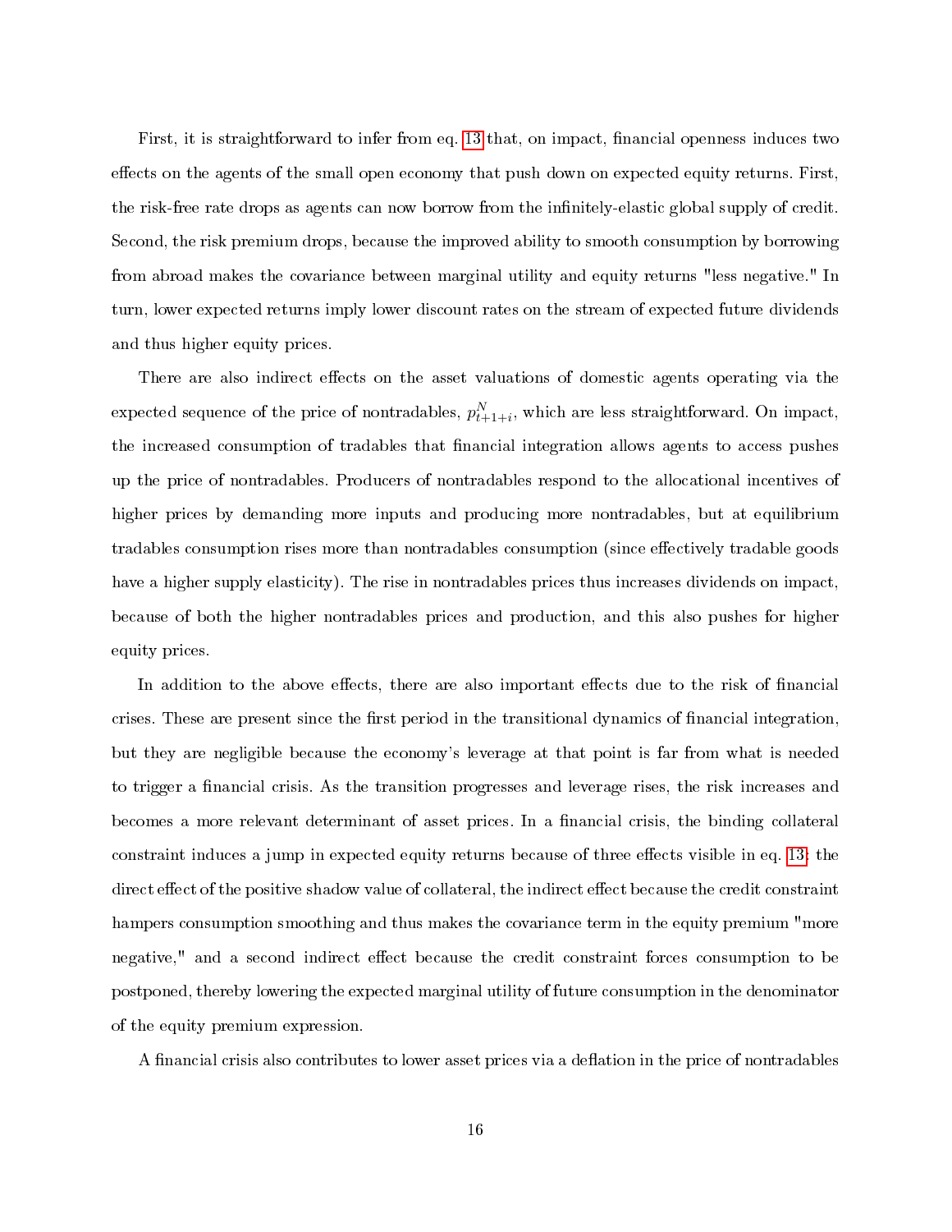First, it is straightforward to infer from eq. 13 that, on impact, financial openness induces two effects on the agents of the small open economy that push down on expected equity returns. First, the risk-free rate drops as agents can now borrow from the infinitely-elastic global supply of credit. Second, the risk premium drops, because the improved ability to smooth consumption by borrowing from abroad makes the covariance between marginal utility and equity returns "less negative." In turn, lower expected returns imply lower discount rates on the stream of expected future dividends and thus higher equity prices.

There are also indirect effects on the asset valuations of domestic agents operating via the expected sequence of the price of nontradables, $p^N_{t+1+i}$, which are less straightforward. On impact, the increased consumption of tradables that financial integration allows agents to access pushes up the price of nontradables. Producers of nontradables respond to the allocational incentives of higher prices by demanding more inputs and producing more nontradables, but at equilibrium tradables consumption rises more than nontradables consumption (since effectively tradable goods have a higher supply elasticity). The rise in nontradables prices thus increases dividends on impact, because of both the higher nontradables prices and production, and this also pushes for higher equity prices.

In addition to the above effects, there are also important effects due to the risk of financial crises. These are present since the first period in the transitional dynamics of financial integration, but they are negligible because the economy's leverage at that point is far from what is needed to trigger a financial crisis. As the transition progresses and leverage rises, the risk increases and becomes a more relevant determinant of asset prices. In a financial crisis, the binding collateral constraint induces a jump in expected equity returns because of three effects visible in eq. 13: the direct effect of the positive shadow value of collateral, the indirect effect because the credit constraint hampers consumption smoothing and thus makes the covariance term in the equity premium "more negative," and a second indirect effect because the credit constraint forces consumption to be postponed, thereby lowering the expected marginal utility of future consumption in the denominator of the equity premium expression.

A financial crisis also contributes to lower asset prices via a deflation in the price of nontradables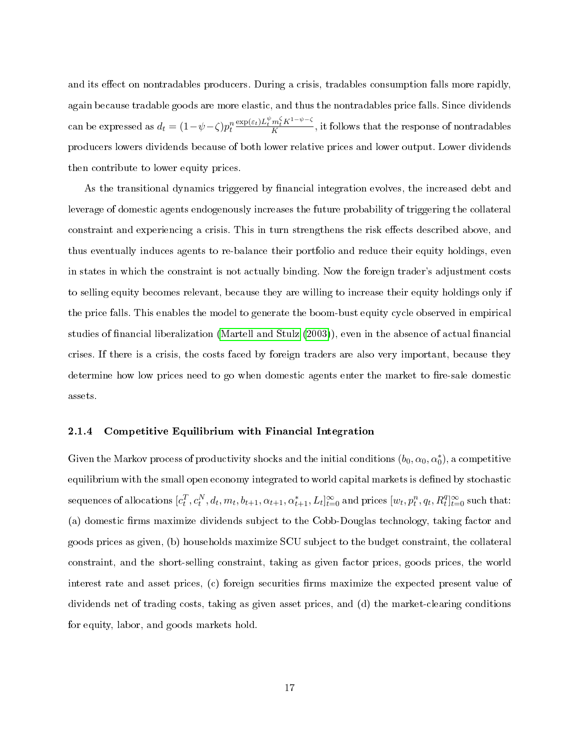and its effect on nontradables producers. During a crisis, tradables consumption falls more rapidly, again because tradable goods are more elastic, and thus the nontradables price falls. Since dividends can be expressed as $d_t = (1-\psi-\zeta)p_t^n \frac{\exp(\varepsilon_t) L_t^{\psi} m_t^{\zeta} K^{1-\psi-\zeta}}{K}$, it follows that the response of nontradables producers lowers dividends because of both lower relative prices and lower output. Lower dividends then contribute to lower equity prices.

As the transitional dynamics triggered by financial integration evolves, the increased debt and leverage of domestic agents endogenously increases the future probability of triggering the collateral constraint and experiencing a crisis. This in turn strengthens the risk effects described above, and thus eventually induces agents to re-balance their portfolio and reduce their equity holdings, even in states in which the constraint is not actually binding. Now the foreign trader's adjustment costs to selling equity becomes relevant, because they are willing to increase their equity holdings only if the price falls. This enables the model to generate the boom-bust equity cycle observed in empirical studies of financial liberalization (Martell and Stulz (2003)), even in the absence of actual financial crises. If there is a crisis, the costs faced by foreign traders are also very important, because they determine how low prices need to go when domestic agents enter the market to fire-sale domestic assets.

### 2.1.4 Competitive Equilibrium with Financial Integration

Given the Markov process of productivity shocks and the initial conditions $(b_0, \alpha_0, \alpha_0^*)$, a competitive equilibrium with the small open economy integrated to world capital markets is defined by stochastic sequences of allocations $[c_t^T, c_t^N, d_t, m_t, b_{t+1}, \alpha_{t+1}, \alpha_{t+1}^*, L_t]_{t=0}^{\infty}$ and prices $[w_t, p_t^n, q_t, R_t^q]_{t=0}^{\infty}$ such that: (a) domestic firms maximize dividends subject to the Cobb-Douglas technology, taking factor and goods prices as given, (b) households maximize SCU subject to the budget constraint, the collateral constraint, and the short-selling constraint, taking as given factor prices, goods prices, the world interest rate and asset prices, (c) foreign securities firms maximize the expected present value of dividends net of trading costs, taking as given asset prices, and (d) the market-clearing conditions for equity, labor, and goods markets hold.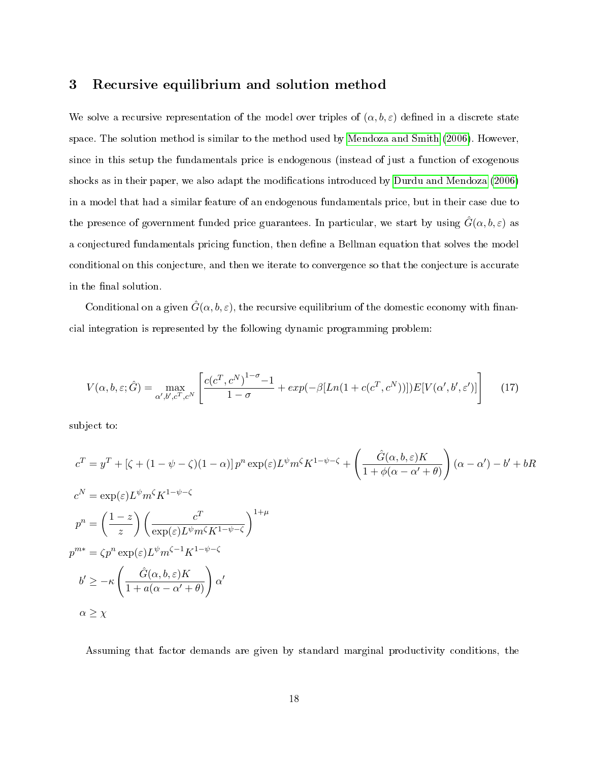## 3 Recursive equilibrium and solution method

We solve a recursive representation of the model over triples of $(\alpha, b, \varepsilon)$ defined in a discrete state space. The solution method is similar to the method used by Mendoza and Smith (2006). However, since in this setup the fundamentals price is endogenous (instead of just a function of exogenous shocks as in their paper, we also adapt the modifications introduced by Durdu and Mendoza (2006) in a model that had a similar feature of an endogenous fundamentals price, but in their case due to the presence of government funded price guarantees. In particular, we start by using $\hat{G}(\alpha, b, \varepsilon)$ as a conjectured fundamentals pricing function, then define a Bellman equation that solves the model conditional on this conjecture, and then we iterate to convergence so that the conjecture is accurate in the final solution.

Conditional on a given $\hat{G}(\alpha, b, \varepsilon)$, the recursive equilibrium of the domestic economy with financial integration is represented by the following dynamic programming problem:

$$V(\alpha, b, \varepsilon; \hat{G}) = \max_{\alpha', b', c^T, c^N} \left[ \frac{c(c^T, c^N)^{1-\sigma} - 1}{1-\sigma} + exp(-\beta[Ln(1 + c(c^T, c^N))]) E[V(\alpha', b', \varepsilon')] \right] \tag{17}$$

subject to:

$$c^T = y^T + \left[\zeta + (1 - \psi - \zeta)(1 - \alpha)\right] p^n \exp(\varepsilon) L^{\psi} m^{\zeta} K^{1-\psi-\zeta} + \left( \frac{\hat{G}(\alpha, b, \varepsilon) K}{1 + \phi(\alpha - \alpha' + \theta)} \right) (\alpha - \alpha') - b' + bR$$

$$c^N = \exp(\varepsilon) L^{\psi} m^{\zeta} K^{1-\psi-\zeta}$$

$$p^n = \left( \frac{1-z}{z} \right) \left( \frac{c^T}{\exp(\varepsilon) L^{\psi} m^{\zeta} K^{1-\psi-\zeta}} \right)^{1+\mu}$$

$$p^{m*} = \zeta p^n \exp(\varepsilon) L^{\psi} m^{\zeta - 1} K^{1-\psi-\zeta}$$

$$b' \geq -\kappa \left( \frac{\hat{G}(\alpha, b, \varepsilon) K}{1 + a(\alpha - \alpha' + \theta)} \right) \alpha'$$

$$\alpha \geq \chi$$

Assuming that factor demands are given by standard marginal productivity conditions, the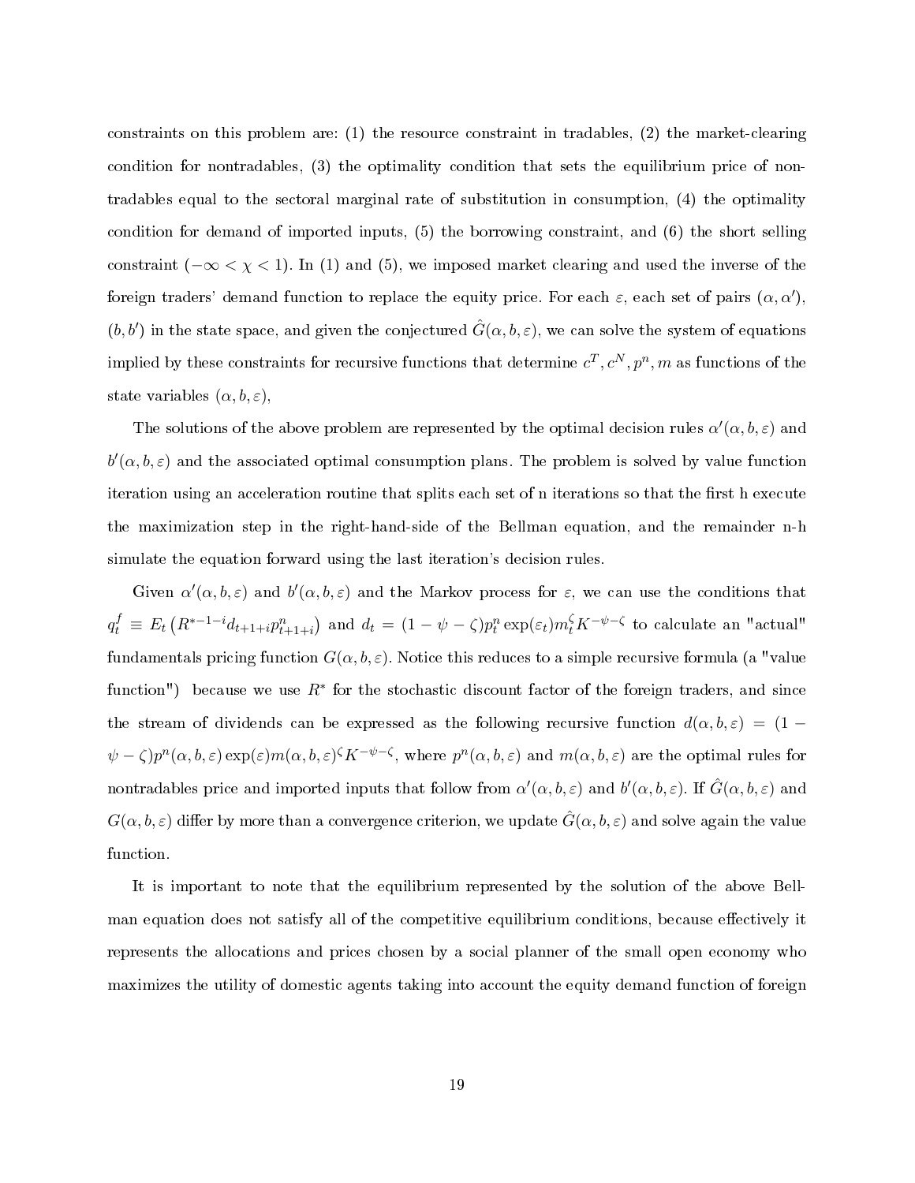constraints on this problem are: (1) the resource constraint in tradables, (2) the market-clearing condition for nontradables, (3) the optimality condition that sets the equilibrium price of nontradables equal to the sectoral marginal rate of substitution in consumption, (4) the optimality condition for demand of imported inputs, (5) the borrowing constraint, and (6) the short selling constraint ($-\infty < \chi < 1$). In (1) and (5), we imposed market clearing and used the inverse of the foreign traders' demand function to replace the equity price. For each $\varepsilon$, each set of pairs $(\alpha, \alpha')$, $(b, b')$ in the state space, and given the conjectured $\hat{G}(\alpha, b, \varepsilon)$, we can solve the system of equations implied by these constraints for recursive functions that determine $c^T, c^N, p^n, m$ as functions of the state variables $(\alpha, b, \varepsilon)$,

The solutions of the above problem are represented by the optimal decision rules $\alpha'(\alpha, b, \varepsilon)$ and $b'(\alpha, b, \varepsilon)$ and the associated optimal consumption plans. The problem is solved by value function iteration using an acceleration routine that splits each set of n iterations so that the first h execute the maximization step in the right-hand-side of the Bellman equation, and the remainder n-h simulate the equation forward using the last iteration's decision rules.

Given $\alpha'(\alpha, b, \varepsilon)$ and $b'(\alpha, b, \varepsilon)$ and the Markov process for $\varepsilon$, we can use the conditions that $q_t^f \equiv E_t \left( R^{*-1-i} d_{t+1+i} p_{t+1+i}^n \right)$ and $d_t = (1 - \psi - \zeta) p_t^n \exp(\varepsilon_t) m_t^{\zeta} K^{-\psi-\zeta}$ to calculate an "actual" fundamentals pricing function $G(\alpha, b, \varepsilon)$. Notice this reduces to a simple recursive formula (a "value function") because we use $R^*$ for the stochastic discount factor of the foreign traders, and since the stream of dividends can be expressed as the following recursive function $d(\alpha, b, \varepsilon) = (1 - \psi - \zeta) p^n(\alpha, b, \varepsilon) \exp(\varepsilon) m(\alpha, b, \varepsilon)^{\zeta} K^{-\psi-\zeta}$, where $p^n(\alpha, b, \varepsilon)$ and $m(\alpha, b, \varepsilon)$ are the optimal rules for nontradables price and imported inputs that follow from $\alpha'(\alpha, b, \varepsilon)$ and $b'(\alpha, b, \varepsilon)$. If $\hat{G}(\alpha, b, \varepsilon)$ and $G(\alpha, b, \varepsilon)$ differ by more than a convergence criterion, we update $\hat{G}(\alpha, b, \varepsilon)$ and solve again the value function.

It is important to note that the equilibrium represented by the solution of the above Bellman equation does not satisfy all of the competitive equilibrium conditions, because effectively it represents the allocations and prices chosen by a social planner of the small open economy who maximizes the utility of domestic agents taking into account the equity demand function of foreign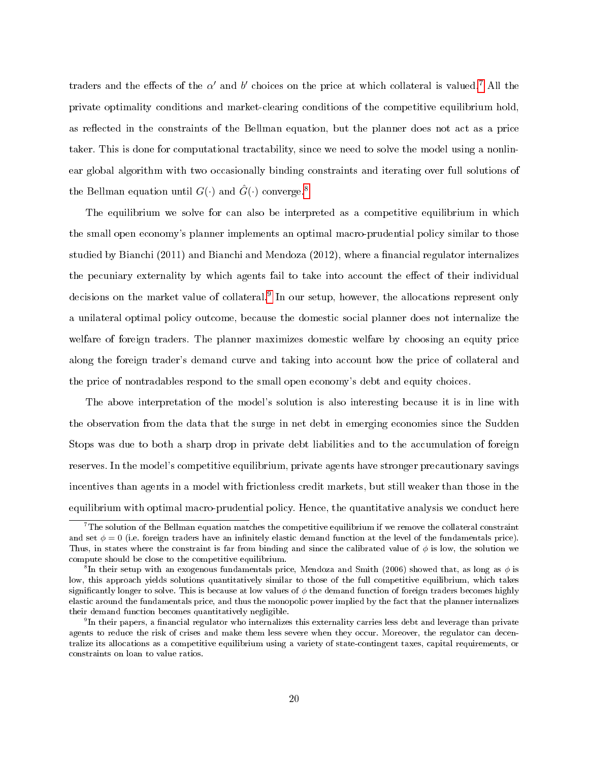traders and the effects of the $\alpha'$ and $b'$ choices on the price at which collateral is valued.[7] All the private optimality conditions and market-clearing conditions of the competitive equilibrium hold, as reflected in the constraints of the Bellman equation, but the planner does not act as a price taker. This is done for computational tractability, since we need to solve the model using a nonlinear global algorithm with two occasionally binding constraints and iterating over full solutions of the Bellman equation until $G(\cdot)$ and $\hat{G}(\cdot)$ converge.[8]

The equilibrium we solve for can also be interpreted as a competitive equilibrium in which the small open economy's planner implements an optimal macro-prudential policy similar to those studied by Bianchi (2011) and Bianchi and Mendoza (2012), where a financial regulator internalizes the pecuniary externality by which agents fail to take into account the effect of their individual decisions on the market value of collateral.[9] In our setup, however, the allocations represent only a unilateral optimal policy outcome, because the domestic social planner does not internalize the welfare of foreign traders. The planner maximizes domestic welfare by choosing an equity price along the foreign trader's demand curve and taking into account how the price of collateral and the price of nontradables respond to the small open economy's debt and equity choices.

The above interpretation of the model's solution is also interesting because it is in line with the observation from the data that the surge in net debt in emerging economies since the Sudden Stops was due to both a sharp drop in private debt liabilities and to the accumulation of foreign reserves. In the model's competitive equilibrium, private agents have stronger precautionary savings incentives than agents in a model with frictionless credit markets, but still weaker than those in the equilibrium with optimal macro-prudential policy. Hence, the quantitative analysis we conduct here

---

[7] The solution of the Bellman equation matches the competitive equilibrium if we remove the collateral constraint and set $\phi = 0$ (i.e. foreign traders have an infinitely elastic demand function at the level of the fundamentals price). Thus, in states where the constraint is far from binding and since the calibrated value of $\phi$ is low, the solution we compute should be close to the competitive equilibrium.

[8] In their setup with an exogenous fundamentals price, Mendoza and Smith (2006) showed that, as long as $\phi$ is low, this approach yields solutions quantitatively similar to those of the full competitive equilibrium, which takes significantly longer to solve. This is because at low values of $\phi$ the demand function of foreign traders becomes highly elastic around the fundamentals price, and thus the monopolic power implied by the fact that the planner internalizes their demand function becomes quantitatively negligible.

[9] In their papers, a financial regulator who internalizes this externality carries less debt and leverage than private agents to reduce the risk of crises and make them less severe when they occur. Moreover, the regulator can decentralize its allocations as a competitive equilibrium using a variety of state-contingent taxes, capital requirements, or constraints on loan to value ratios.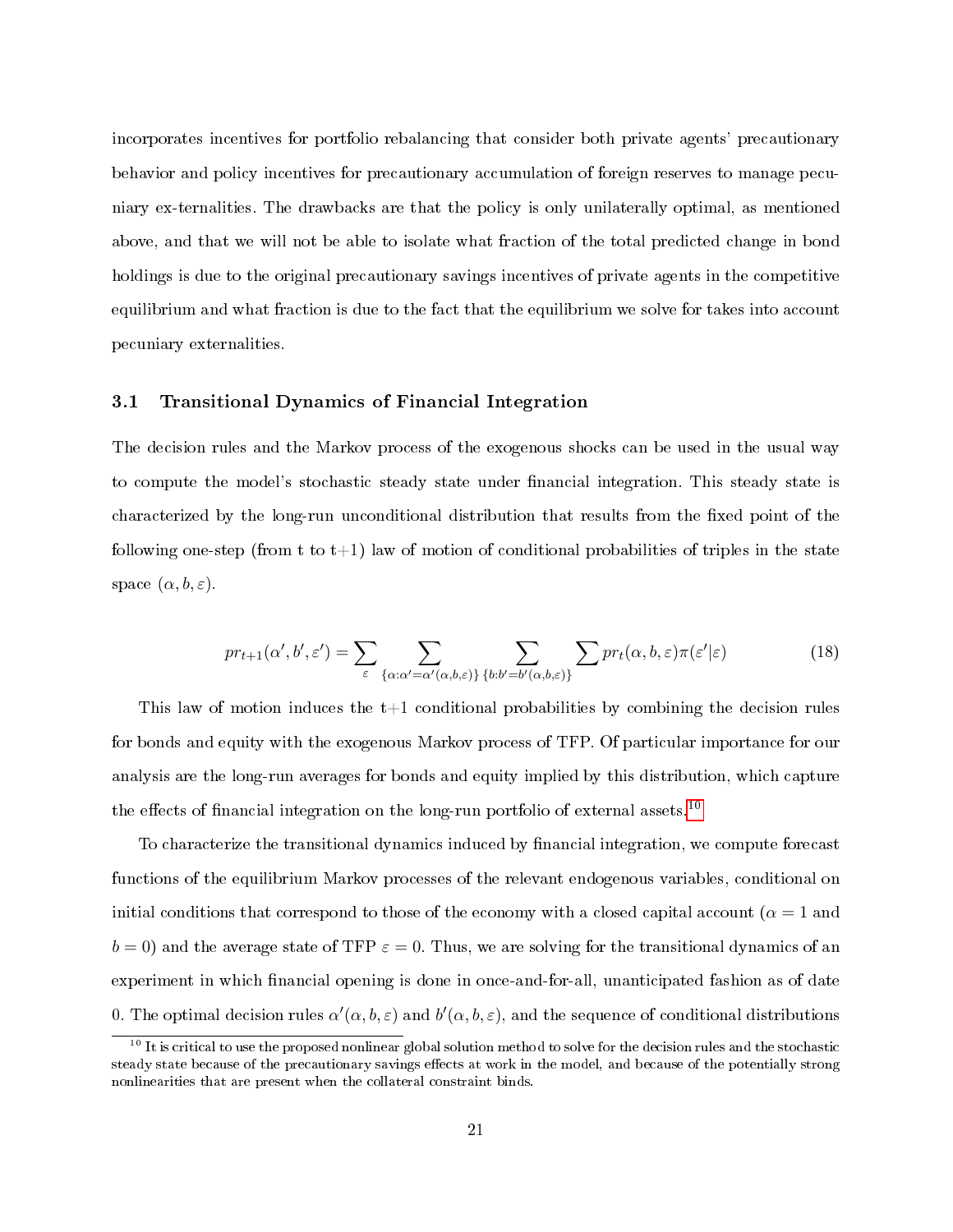incorporates incentives for portfolio rebalancing that consider both private agents' precautionary behavior and policy incentives for precautionary accumulation of foreign reserves to manage pecuniary ex-ternalities. The drawbacks are that the policy is only unilaterally optimal, as mentioned above, and that we will not be able to isolate what fraction of the total predicted change in bond holdings is due to the original precautionary savings incentives of private agents in the competitive equilibrium and what fraction is due to the fact that the equilibrium we solve for takes into account pecuniary externalities.

### 3.1 Transitional Dynamics of Financial Integration

The decision rules and the Markov process of the exogenous shocks can be used in the usual way to compute the model's stochastic steady state under financial integration. This steady state is characterized by the long-run unconditional distribution that results from the fixed point of the following one-step (from t to t+1) law of motion of conditional probabilities of triples in the state space $(\alpha, b, \varepsilon)$.

$$pr_{t+1}(\alpha', b', \varepsilon') = \sum_{\varepsilon} \sum_{\{\alpha:\alpha'=\alpha'(\alpha,b,\varepsilon)\}} \sum_{\{b:b'=b'(\alpha,b,\varepsilon)\}} \sum pr_t(\alpha, b, \varepsilon)\pi(\varepsilon'|\varepsilon) \tag{18}$$

This law of motion induces the t+1 conditional probabilities by combining the decision rules for bonds and equity with the exogenous Markov process of TFP. Of particular importance for our analysis are the long-run averages for bonds and equity implied by this distribution, which capture the effects of financial integration on the long-run portfolio of external assets.[10]

To characterize the transitional dynamics induced by financial integration, we compute forecast functions of the equilibrium Markov processes of the relevant endogenous variables, conditional on initial conditions that correspond to those of the economy with a closed capital account ($\alpha = 1$ and $b = 0$) and the average state of TFP $\varepsilon = 0$. Thus, we are solving for the transitional dynamics of an experiment in which financial opening is done in once-and-for-all, unanticipated fashion as of date 0. The optimal decision rules $\alpha'(\alpha, b, \varepsilon)$ and $b'(\alpha, b, \varepsilon)$, and the sequence of conditional distributions

[10] It is critical to use the proposed nonlinear global solution method to solve for the decision rules and the stochastic steady state because of the precautionary savings effects at work in the model, and because of the potentially strong nonlinearities that are present when the collateral constraint binds.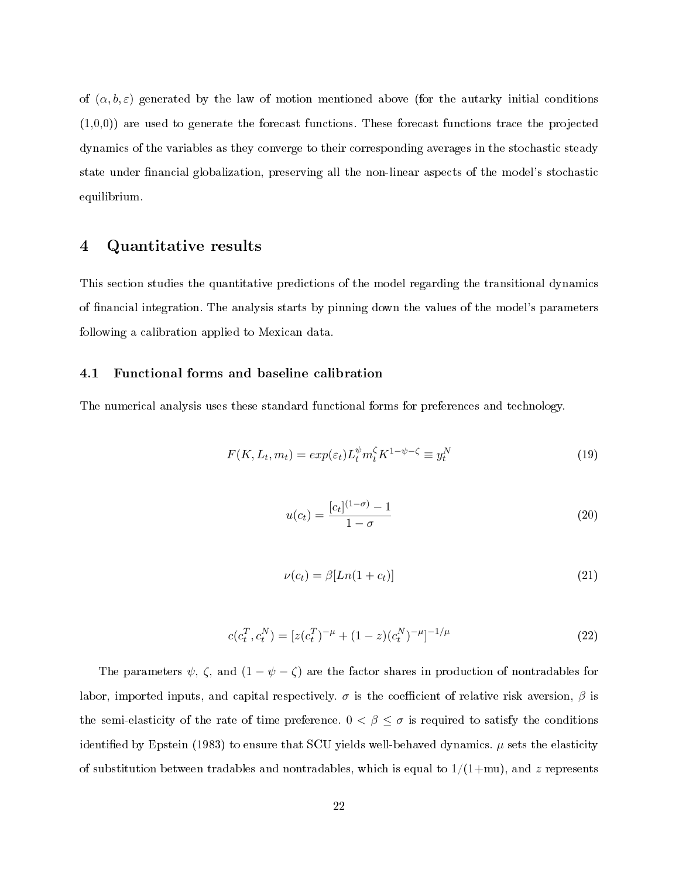of $(\alpha, b, \varepsilon)$ generated by the law of motion mentioned above (for the autarky initial conditions (1,0,0)) are used to generate the forecast functions. These forecast functions trace the projected dynamics of the variables as they converge to their corresponding averages in the stochastic steady state under financial globalization, preserving all the non-linear aspects of the model's stochastic equilibrium.

# 4 Quantitative results

This section studies the quantitative predictions of the model regarding the transitional dynamics of financial integration. The analysis starts by pinning down the values of the model's parameters following a calibration applied to Mexican data.

## 4.1 Functional forms and baseline calibration

The numerical analysis uses these standard functional forms for preferences and technology.

$$F(K, L_t, m_t) = exp(\varepsilon_t) L_t^{\psi} m_t^{\zeta} K^{1-\psi-\zeta} \equiv y_t^N \tag{19}$$

$$u(c_t) = \frac{[c_t]^{(1-\sigma)} - 1}{1-\sigma} \tag{20}$$

$$\nu(c_t) = \beta [Ln(1 + c_t)] \tag{21}$$

$$c(c_t^T, c_t^N) = [z(c_t^T)^{-\mu} + (1-z)(c_t^N)^{-\mu}]^{-1/\mu} \tag{22}$$

The parameters $\psi$, $\zeta$, and $(1-\psi-\zeta)$ are the factor shares in production of nontradables for labor, imported inputs, and capital respectively. $\sigma$ is the coefficient of relative risk aversion, $\beta$ is the semi-elasticity of the rate of time preference. $0 < \beta \leq \sigma$ is required to satisfy the conditions identified by Epstein (1983) to ensure that SCU yields well-behaved dynamics. $\mu$ sets the elasticity of substitution between tradables and nontradables, which is equal to 1/(1+mu), and $z$ represents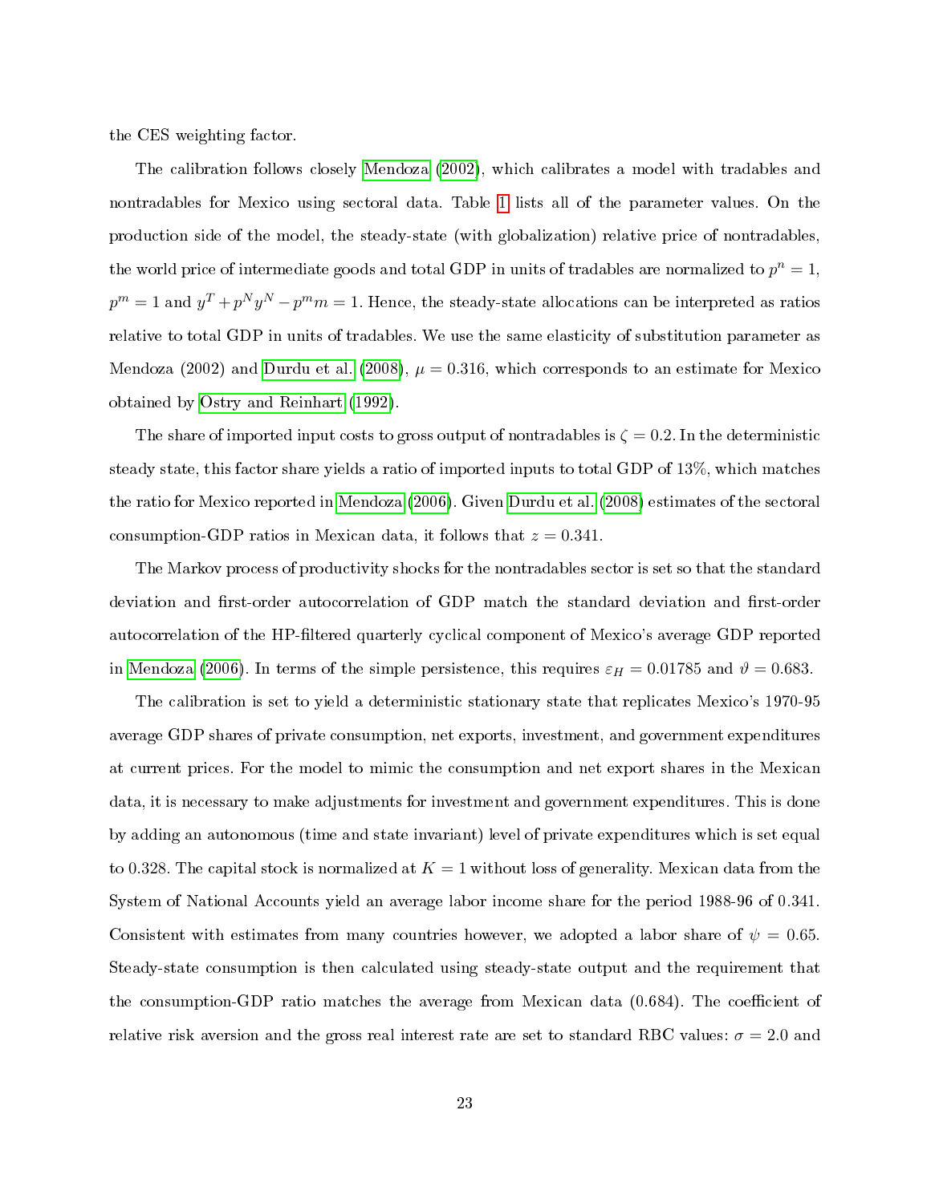the CES weighting factor.

The calibration follows closely Mendoza (2002), which calibrates a model with tradables and nontradables for Mexico using sectoral data. Table 1 lists all of the parameter values. On the production side of the model, the steady-state (with globalization) relative price of nontradables, the world price of intermediate goods and total GDP in units of tradables are normalized to $p^n = 1$, $p^m = 1$ and $y^T + p^N y^N - p^m m = 1$. Hence, the steady-state allocations can be interpreted as ratios relative to total GDP in units of tradables. We use the same elasticity of substitution parameter as Mendoza (2002) and Durdu et al. (2008), $\mu = 0.316$, which corresponds to an estimate for Mexico obtained by Ostry and Reinhart (1992).

The share of imported input costs to gross output of nontradables is $\zeta = 0.2$. In the deterministic steady state, this factor share yields a ratio of imported inputs to total GDP of 13%, which matches the ratio for Mexico reported in Mendoza (2006). Given Durdu et al. (2008) estimates of the sectoral consumption-GDP ratios in Mexican data, it follows that $z = 0.341$.

The Markov process of productivity shocks for the nontradables sector is set so that the standard deviation and first-order autocorrelation of GDP match the standard deviation and first-order autocorrelation of the HP-filtered quarterly cyclical component of Mexico's average GDP reported in Mendoza (2006). In terms of the simple persistence, this requires $\varepsilon_H = 0.01785$ and $\vartheta = 0.683$.

The calibration is set to yield a deterministic stationary state that replicates Mexico's 1970-95 average GDP shares of private consumption, net exports, investment, and government expenditures at current prices. For the model to mimic the consumption and net export shares in the Mexican data, it is necessary to make adjustments for investment and government expenditures. This is done by adding an autonomous (time and state invariant) level of private expenditures which is set equal to 0.328. The capital stock is normalized at $K = 1$ without loss of generality. Mexican data from the System of National Accounts yield an average labor income share for the period 1988-96 of 0.341. Consistent with estimates from many countries however, we adopted a labor share of $\psi = 0.65$. Steady-state consumption is then calculated using steady-state output and the requirement that the consumption-GDP ratio matches the average from Mexican data (0.684). The coefficient of relative risk aversion and the gross real interest rate are set to standard RBC values: $\sigma = 2.0$ and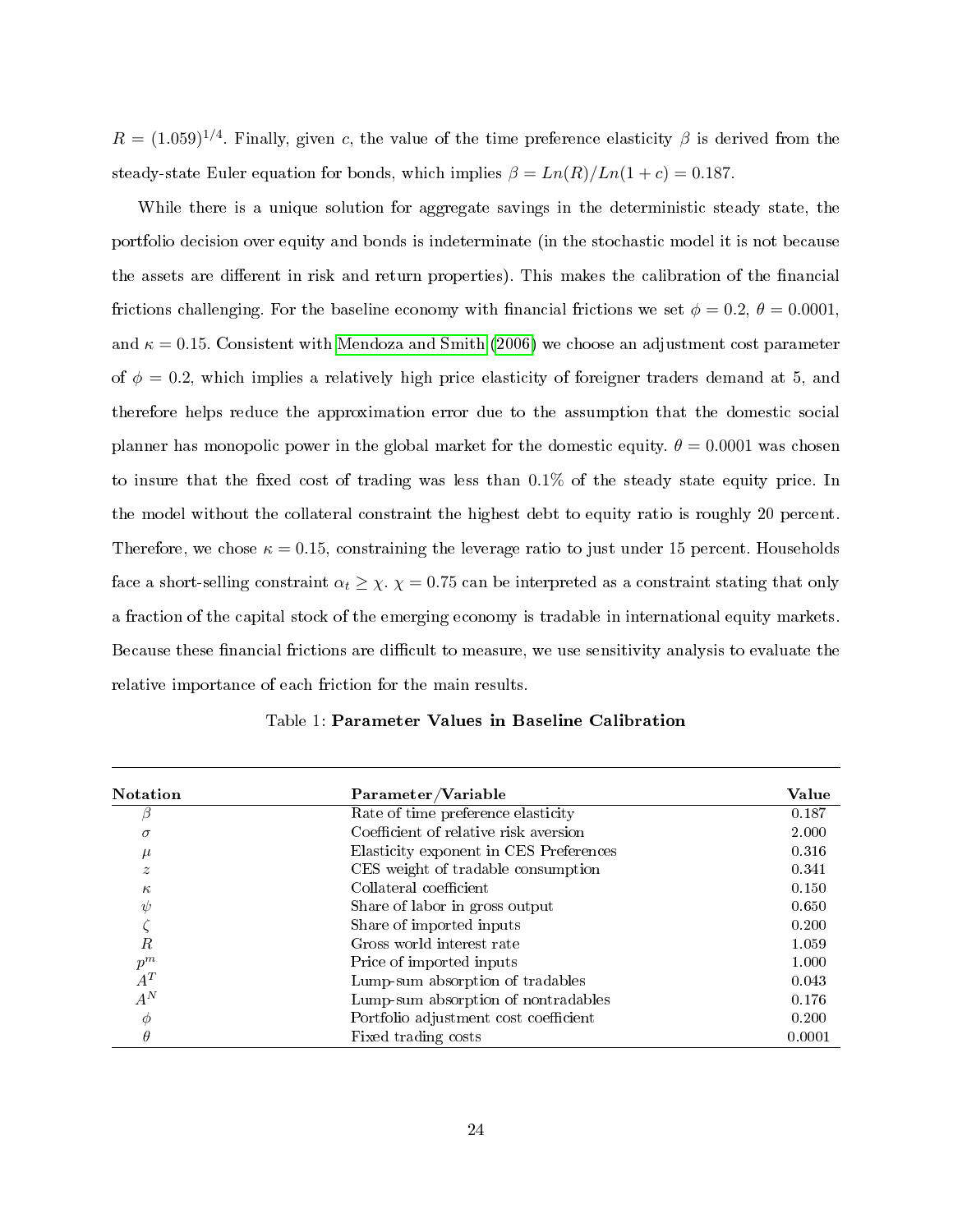$R = (1.059)^{1/4}$. Finally, given $c$, the value of the time preference elasticity $\beta$ is derived from the steady-state Euler equation for bonds, which implies $\beta = Ln(R)/Ln(1+c) = 0.187$.

While there is a unique solution for aggregate savings in the deterministic steady state, the portfolio decision over equity and bonds is indeterminate (in the stochastic model it is not because the assets are different in risk and return properties). This makes the calibration of the financial frictions challenging. For the baseline economy with financial frictions we set $\phi = 0.2$, $\theta = 0.0001$, and $\kappa = 0.15$. Consistent with Mendoza and Smith (2006) we choose an adjustment cost parameter of $\phi = 0.2$, which implies a relatively high price elasticity of foreigner traders demand at 5, and therefore helps reduce the approximation error due to the assumption that the domestic social planner has monopolic power in the global market for the domestic equity. $\theta = 0.0001$ was chosen to insure that the fixed cost of trading was less than 0.1% of the steady state equity price. In the model without the collateral constraint the highest debt to equity ratio is roughly 20 percent. Therefore, we chose $\kappa = 0.15$, constraining the leverage ratio to just under 15 percent. Households face a short-selling constraint $\alpha_t \geq \chi$. $\chi = 0.75$ can be interpreted as a constraint stating that only a fraction of the capital stock of the emerging economy is tradable in international equity markets. Because these financial frictions are difficult to measure, we use sensitivity analysis to evaluate the relative importance of each friction for the main results.

Table 1: **Parameter Values in Baseline Calibration**

| Notation | Parameter/Variable | Value |
|---|---|---|
| $\beta$ | Rate of time preference elasticity | 0.187 |
| $\sigma$ | Coefficient of relative risk aversion | 2.000 |
| $\mu$ | Elasticity exponent in CES Preferences | 0.316 |
| $z$ | CES weight of tradable consumption | 0.341 |
| $\kappa$ | Collateral coefficient | 0.150 |
| $\psi$ | Share of labor in gross output | 0.650 |
| $\zeta$ | Share of imported inputs | 0.200 |
| $R$ | Gross world interest rate | 1.059 |
| $p^m$ | Price of imported inputs | 1.000 |
| $A^T$ | Lump-sum absorption of tradables | 0.043 |
| $A^N$ | Lump-sum absorption of nontradables | 0.176 |
| $\phi$ | Portfolio adjustment cost coefficient | 0.200 |
| $\theta$ | Fixed trading costs | 0.0001 |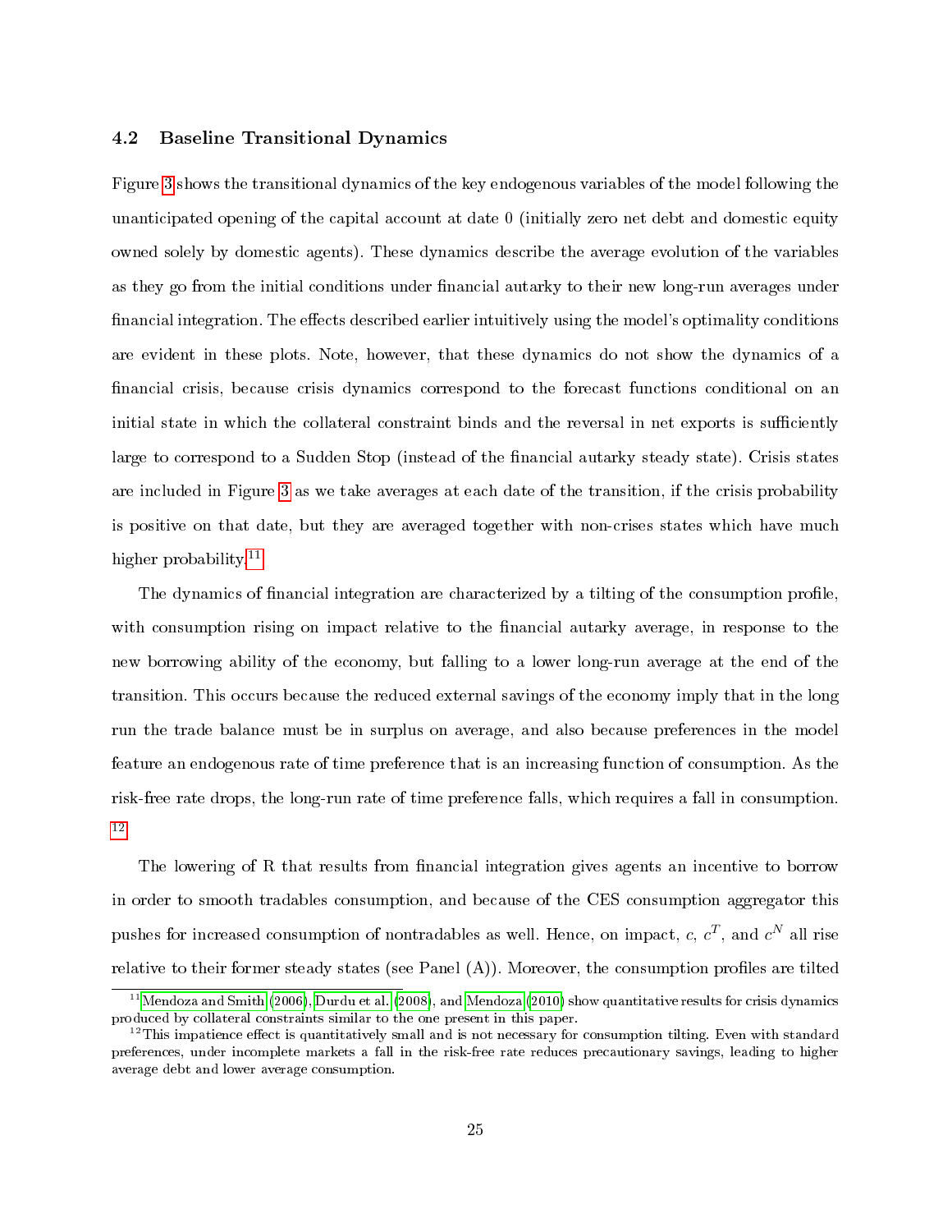### 4.2 Baseline Transitional Dynamics

Figure 3 shows the transitional dynamics of the key endogenous variables of the model following the unanticipated opening of the capital account at date 0 (initially zero net debt and domestic equity owned solely by domestic agents). These dynamics describe the average evolution of the variables as they go from the initial conditions under financial autarky to their new long-run averages under financial integration. The effects described earlier intuitively using the model's optimality conditions are evident in these plots. Note, however, that these dynamics do not show the dynamics of a financial crisis, because crisis dynamics correspond to the forecast functions conditional on an initial state in which the collateral constraint binds and the reversal in net exports is sufficiently large to correspond to a Sudden Stop (instead of the financial autarky steady state). Crisis states are included in Figure 3 as we take averages at each date of the transition, if the crisis probability is positive on that date, but they are averaged together with non-crises states which have much higher probability.[11]

The dynamics of financial integration are characterized by a tilting of the consumption profile, with consumption rising on impact relative to the financial autarky average, in response to the new borrowing ability of the economy, but falling to a lower long-run average at the end of the transition. This occurs because the reduced external savings of the economy imply that in the long run the trade balance must be in surplus on average, and also because preferences in the model feature an endogenous rate of time preference that is an increasing function of consumption. As the risk-free rate drops, the long-run rate of time preference falls, which requires a fall in consumption.[12]

The lowering of R that results from financial integration gives agents an incentive to borrow in order to smooth tradables consumption, and because of the CES consumption aggregator this pushes for increased consumption of nontradables as well. Hence, on impact, $c$, $c^T$, and $c^N$ all rise relative to their former steady states (see Panel (A)). Moreover, the consumption profiles are tilted

[11] Mendoza and Smith (2006), Durdu et al. (2008), and Mendoza (2010) show quantitative results for crisis dynamics produced by collateral constraints similar to the one present in this paper.

[12] This impatience effect is quantitatively small and is not necessary for consumption tilting. Even with standard preferences, under incomplete markets a fall in the risk-free rate reduces precautionary savings, leading to higher average debt and lower average consumption.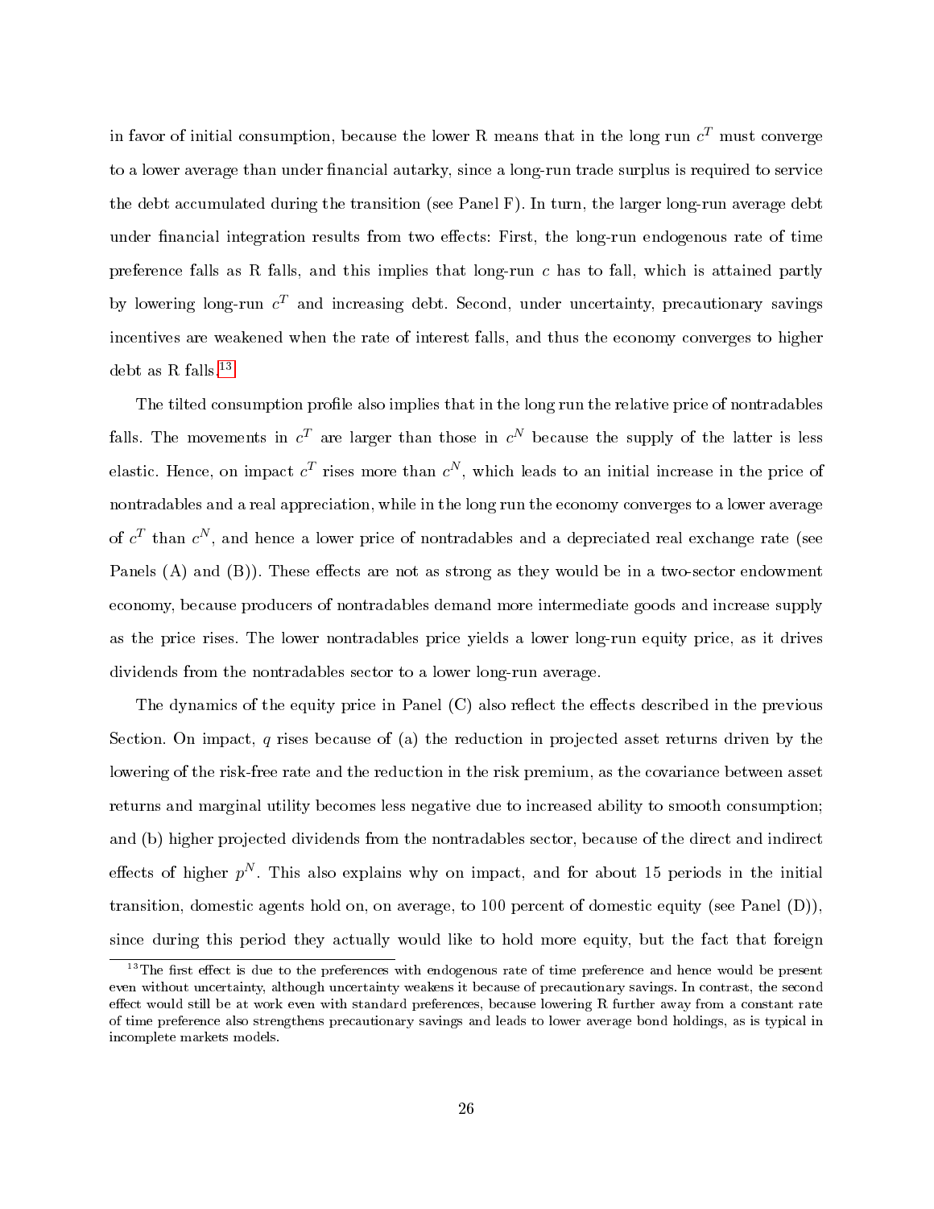in favor of initial consumption, because the lower R means that in the long run $c^T$ must converge to a lower average than under financial autarky, since a long-run trade surplus is required to service the debt accumulated during the transition (see Panel F). In turn, the larger long-run average debt under financial integration results from two effects: First, the long-run endogenous rate of time preference falls as R falls, and this implies that long-run $c$ has to fall, which is attained partly by lowering long-run $c^T$ and increasing debt. Second, under uncertainty, precautionary savings incentives are weakened when the rate of interest falls, and thus the economy converges to higher debt as R falls.[13]

The tilted consumption profile also implies that in the long run the relative price of nontradables falls. The movements in $c^T$ are larger than those in $c^N$ because the supply of the latter is less elastic. Hence, on impact $c^T$ rises more than $c^N$, which leads to an initial increase in the price of nontradables and a real appreciation, while in the long run the economy converges to a lower average of $c^T$ than $c^N$, and hence a lower price of nontradables and a depreciated real exchange rate (see Panels (A) and (B)). These effects are not as strong as they would be in a two-sector endowment economy, because producers of nontradables demand more intermediate goods and increase supply as the price rises. The lower nontradables price yields a lower long-run equity price, as it drives dividends from the nontradables sector to a lower long-run average.

The dynamics of the equity price in Panel (C) also reflect the effects described in the previous Section. On impact, $q$ rises because of (a) the reduction in projected asset returns driven by the lowering of the risk-free rate and the reduction in the risk premium, as the covariance between asset returns and marginal utility becomes less negative due to increased ability to smooth consumption; and (b) higher projected dividends from the nontradables sector, because of the direct and indirect effects of higher $p^N$. This also explains why on impact, and for about 15 periods in the initial transition, domestic agents hold on, on average, to 100 percent of domestic equity (see Panel (D)), since during this period they actually would like to hold more equity, but the fact that foreign

[13] The first effect is due to the preferences with endogenous rate of time preference and hence would be present even without uncertainty, although uncertainty weakens it because of precautionary savings. In contrast, the second effect would still be at work even with standard preferences, because lowering R further away from a constant rate of time preference also strengthens precautionary savings and leads to lower average bond holdings, as is typical in incomplete markets models.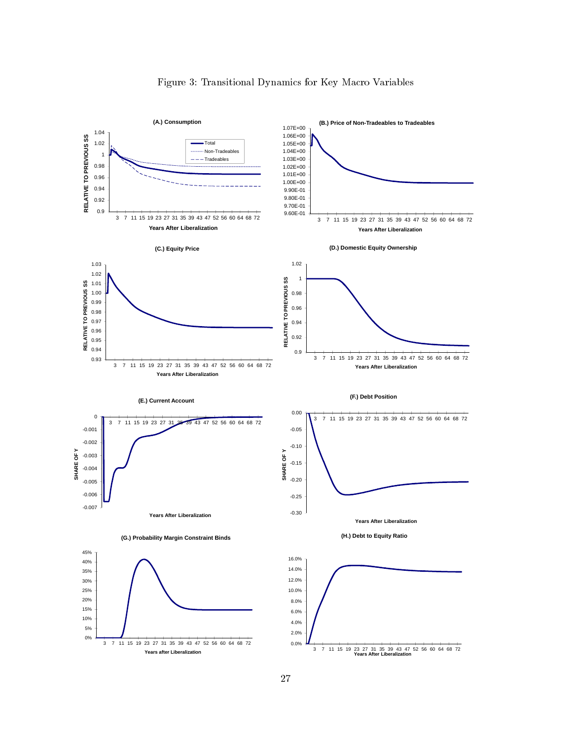Figure 3: Transitional Dynamics for Key Macro Variables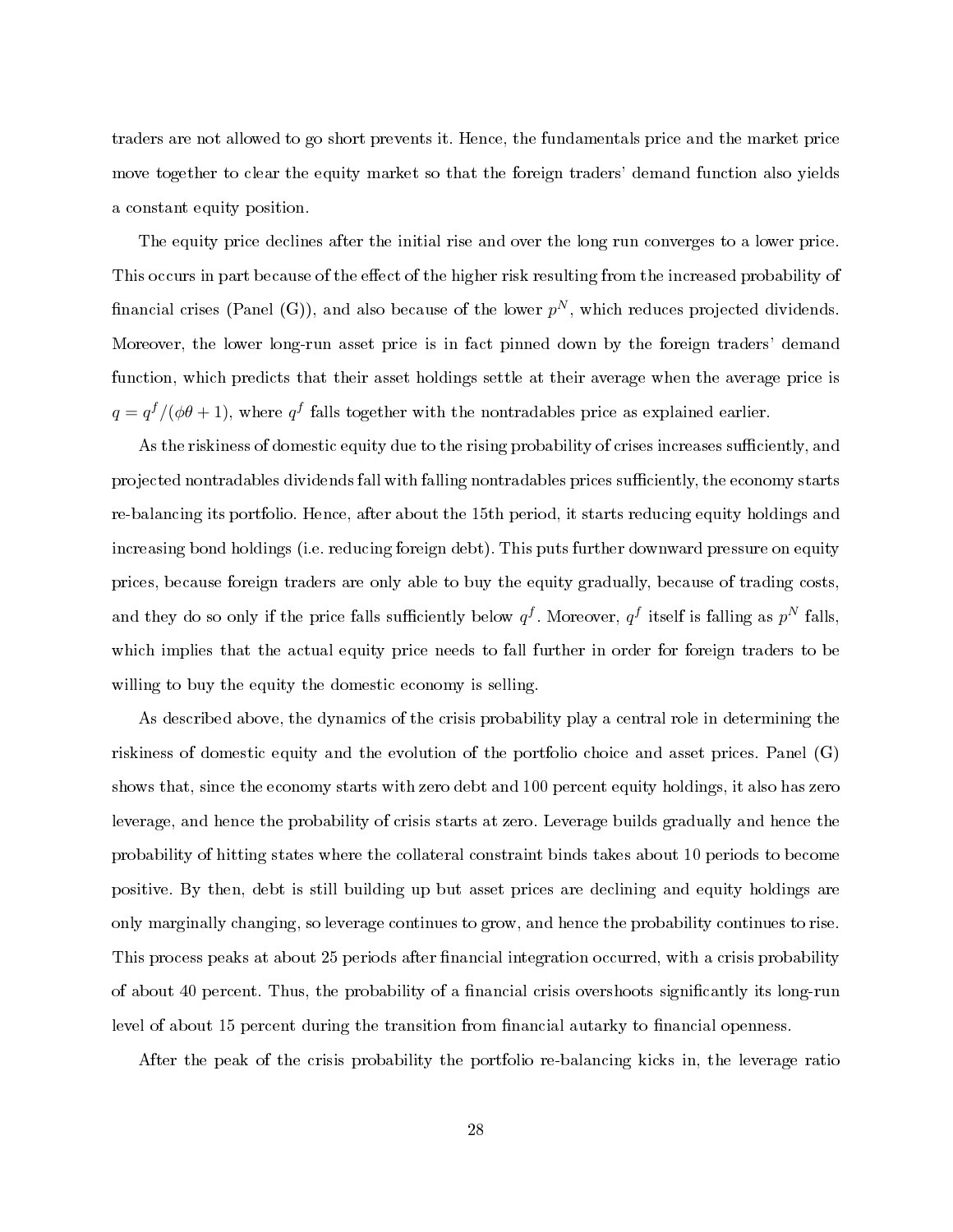traders are not allowed to go short prevents it. Hence, the fundamentals price and the market price move together to clear the equity market so that the foreign traders' demand function also yields a constant equity position.

The equity price declines after the initial rise and over the long run converges to a lower price. This occurs in part because of the effect of the higher risk resulting from the increased probability of financial crises (Panel (G)), and also because of the lower $p^N$, which reduces projected dividends. Moreover, the lower long-run asset price is in fact pinned down by the foreign traders' demand function, which predicts that their asset holdings settle at their average when the average price is $q = q^f/(\phi\theta + 1)$, where $q^f$ falls together with the nontradables price as explained earlier.

As the riskiness of domestic equity due to the rising probability of crises increases sufficiently, and projected nontradables dividends fall with falling nontradables prices sufficiently, the economy starts re-balancing its portfolio. Hence, after about the 15th period, it starts reducing equity holdings and increasing bond holdings (i.e. reducing foreign debt). This puts further downward pressure on equity prices, because foreign traders are only able to buy the equity gradually, because of trading costs, and they do so only if the price falls sufficiently below $q^f$. Moreover, $q^f$ itself is falling as $p^N$ falls, which implies that the actual equity price needs to fall further in order for foreign traders to be willing to buy the equity the domestic economy is selling.

As described above, the dynamics of the crisis probability play a central role in determining the riskiness of domestic equity and the evolution of the portfolio choice and asset prices. Panel (G) shows that, since the economy starts with zero debt and 100 percent equity holdings, it also has zero leverage, and hence the probability of crisis starts at zero. Leverage builds gradually and hence the probability of hitting states where the collateral constraint binds takes about 10 periods to become positive. By then, debt is still building up but asset prices are declining and equity holdings are only marginally changing, so leverage continues to grow, and hence the probability continues to rise. This process peaks at about 25 periods after financial integration occurred, with a crisis probability of about 40 percent. Thus, the probability of a financial crisis overshoots significantly its long-run level of about 15 percent during the transition from financial autarky to financial openness.

After the peak of the crisis probability the portfolio re-balancing kicks in, the leverage ratio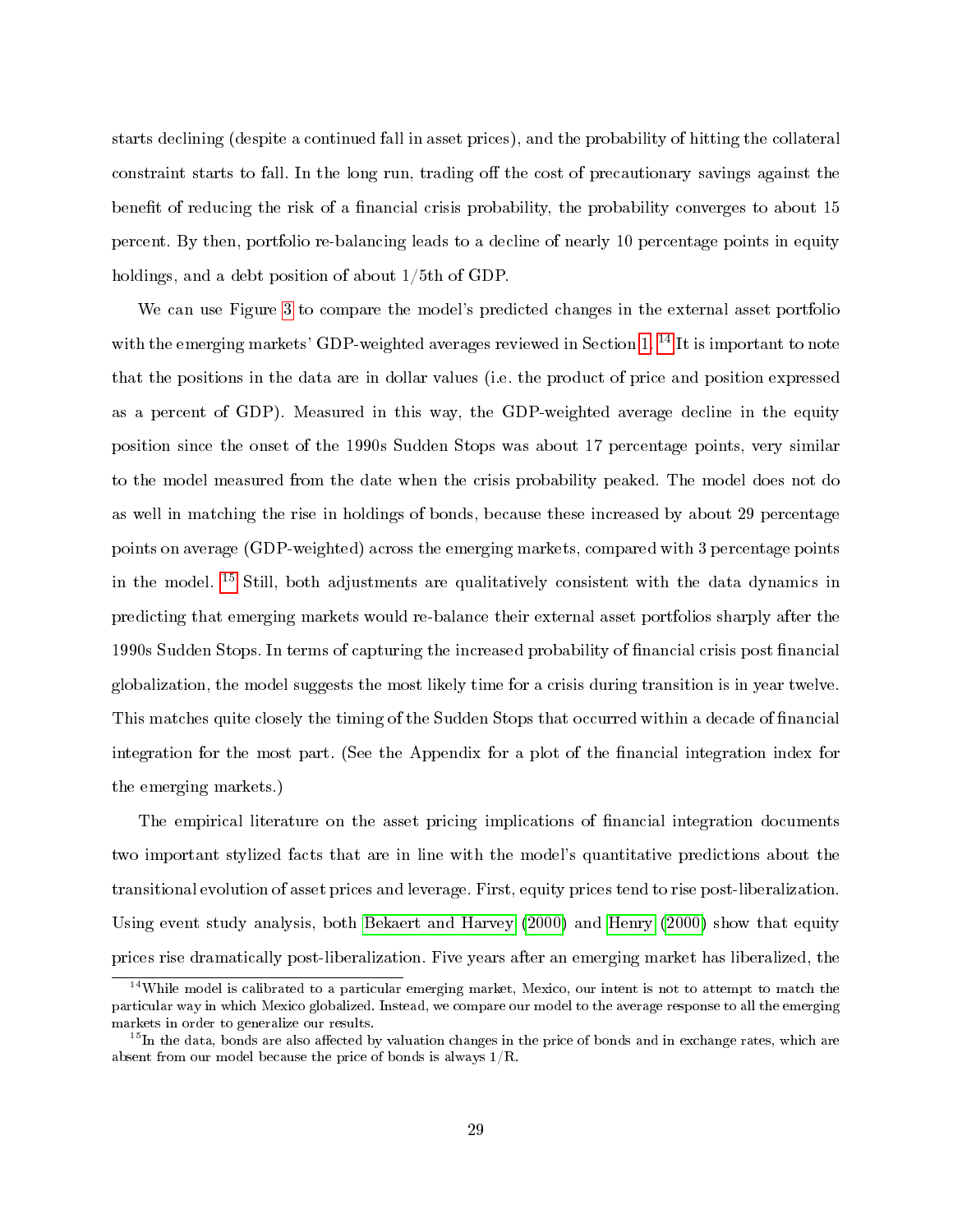starts declining (despite a continued fall in asset prices), and the probability of hitting the collateral constraint starts to fall. In the long run, trading off the cost of precautionary savings against the benefit of reducing the risk of a financial crisis probability, the probability converges to about 15 percent. By then, portfolio re-balancing leads to a decline of nearly 10 percentage points in equity holdings, and a debt position of about 1/5th of GDP.

We can use Figure 3 to compare the model's predicted changes in the external asset portfolio with the emerging markets' GDP-weighted averages reviewed in Section 1.[14] It is important to note that the positions in the data are in dollar values (i.e. the product of price and position expressed as a percent of GDP). Measured in this way, the GDP-weighted average decline in the equity position since the onset of the 1990s Sudden Stops was about 17 percentage points, very similar to the model measured from the date when the crisis probability peaked. The model does not do as well in matching the rise in holdings of bonds, because these increased by about 29 percentage points on average (GDP-weighted) across the emerging markets, compared with 3 percentage points in the model.[15] Still, both adjustments are qualitatively consistent with the data dynamics in predicting that emerging markets would re-balance their external asset portfolios sharply after the 1990s Sudden Stops. In terms of capturing the increased probability of financial crisis post financial globalization, the model suggests the most likely time for a crisis during transition is in year twelve. This matches quite closely the timing of the Sudden Stops that occurred within a decade of financial integration for the most part. (See the Appendix for a plot of the financial integration index for the emerging markets.)

The empirical literature on the asset pricing implications of financial integration documents two important stylized facts that are in line with the model's quantitative predictions about the transitional evolution of asset prices and leverage. First, equity prices tend to rise post-liberalization. Using event study analysis, both Bekaert and Harvey (2000) and Henry (2000) show that equity prices rise dramatically post-liberalization. Five years after an emerging market has liberalized, the

[14] While model is calibrated to a particular emerging market, Mexico, our intent is not to attempt to match the particular way in which Mexico globalized. Instead, we compare our model to the average response to all the emerging markets in order to generalize our results.

[15] In the data, bonds are also affected by valuation changes in the price of bonds and in exchange rates, which are absent from our model because the price of bonds is always 1/R.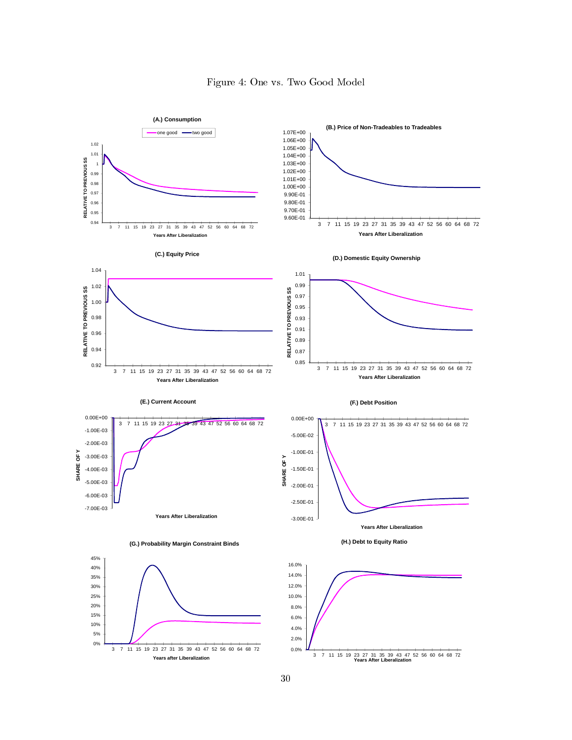Figure 4: One vs. Two Good Model

**(A.) Consumption**

one good — two good

RELATIVE TO PREVIOUS SS

Years After Liberalization

**(B.) Price of Non-Tradeables to Tradeables**

Years After Liberalization

**(C.) Equity Price**

RELATIVE TO PREVIOUS SS

Years After Liberalization

**(D.) Domestic Equity Ownership**

RELATIVE TO PREVIOUS SS

Years After Liberalization

**(E.) Current Account**

SHARE OF Y

Years After Liberalization

**(F.) Debt Position**

SHARE OF Y

Years After Liberalization

**(G.) Probability Margin Constraint Binds**

Years after Liberalization

**(H.) Debt to Equity Ratio**

Years After Liberalization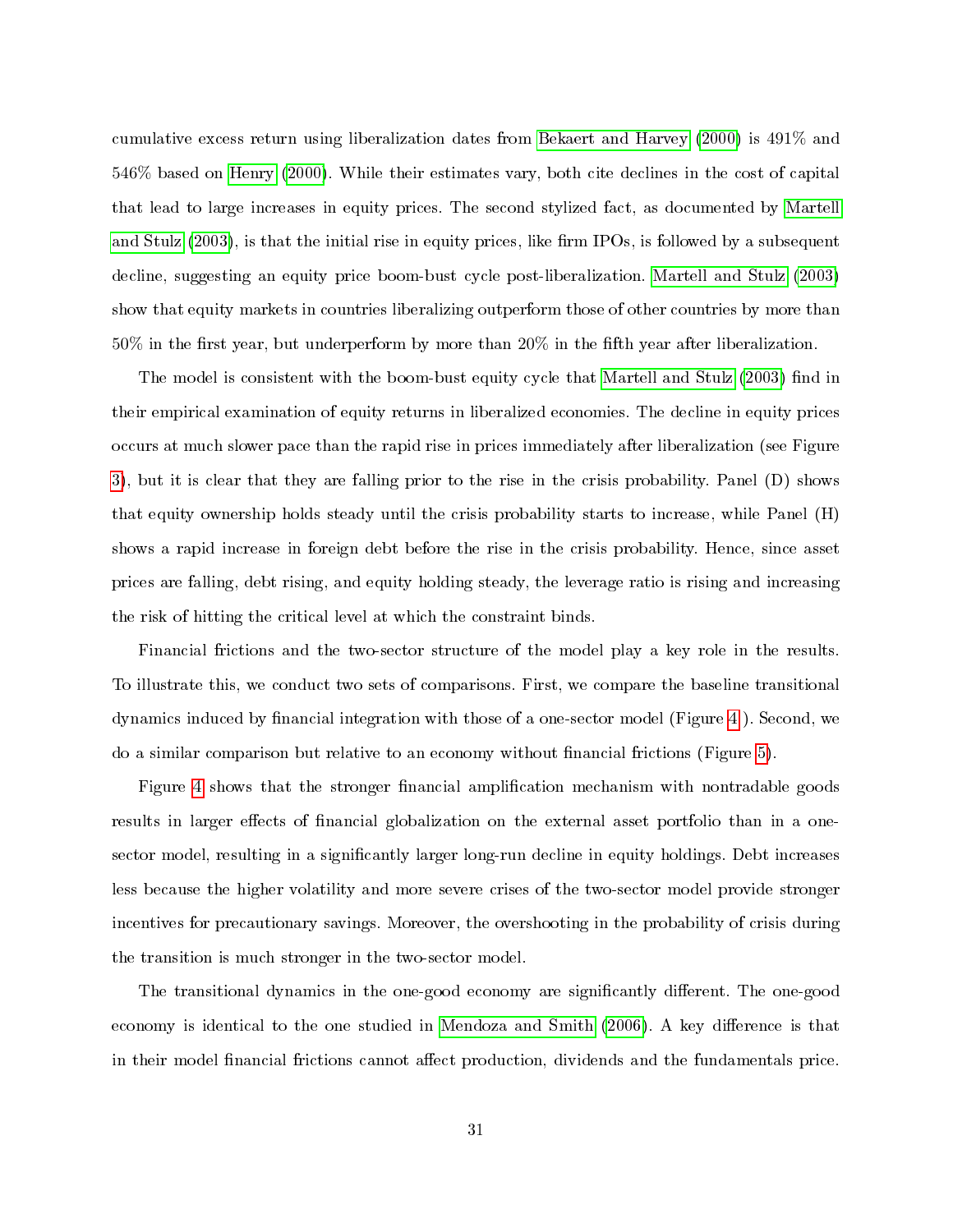cumulative excess return using liberalization dates from Bekaert and Harvey (2000) is 491% and 546% based on Henry (2000). While their estimates vary, both cite declines in the cost of capital that lead to large increases in equity prices. The second stylized fact, as documented by Martell and Stulz (2003), is that the initial rise in equity prices, like firm IPOs, is followed by a subsequent decline, suggesting an equity price boom-bust cycle post-liberalization. Martell and Stulz (2003) show that equity markets in countries liberalizing outperform those of other countries by more than 50% in the first year, but underperform by more than 20% in the fifth year after liberalization.

The model is consistent with the boom-bust equity cycle that Martell and Stulz (2003) find in their empirical examination of equity returns in liberalized economies. The decline in equity prices occurs at much slower pace than the rapid rise in prices immediately after liberalization (see Figure 3), but it is clear that they are falling prior to the rise in the crisis probability. Panel (D) shows that equity ownership holds steady until the crisis probability starts to increase, while Panel (H) shows a rapid increase in foreign debt before the rise in the crisis probability. Hence, since asset prices are falling, debt rising, and equity holding steady, the leverage ratio is rising and increasing the risk of hitting the critical level at which the constraint binds.

Financial frictions and the two-sector structure of the model play a key role in the results. To illustrate this, we conduct two sets of comparisons. First, we compare the baseline transitional dynamics induced by financial integration with those of a one-sector model (Figure 4). Second, we do a similar comparison but relative to an economy without financial frictions (Figure 5).

Figure 4 shows that the stronger financial amplification mechanism with nontradable goods results in larger effects of financial globalization on the external asset portfolio than in a one-sector model, resulting in a significantly larger long-run decline in equity holdings. Debt increases less because the higher volatility and more severe crises of the two-sector model provide stronger incentives for precautionary savings. Moreover, the overshooting in the probability of crisis during the transition is much stronger in the two-sector model.

The transitional dynamics in the one-good economy are significantly different. The one-good economy is identical to the one studied in Mendoza and Smith (2006). A key difference is that in their model financial frictions cannot affect production, dividends and the fundamentals price.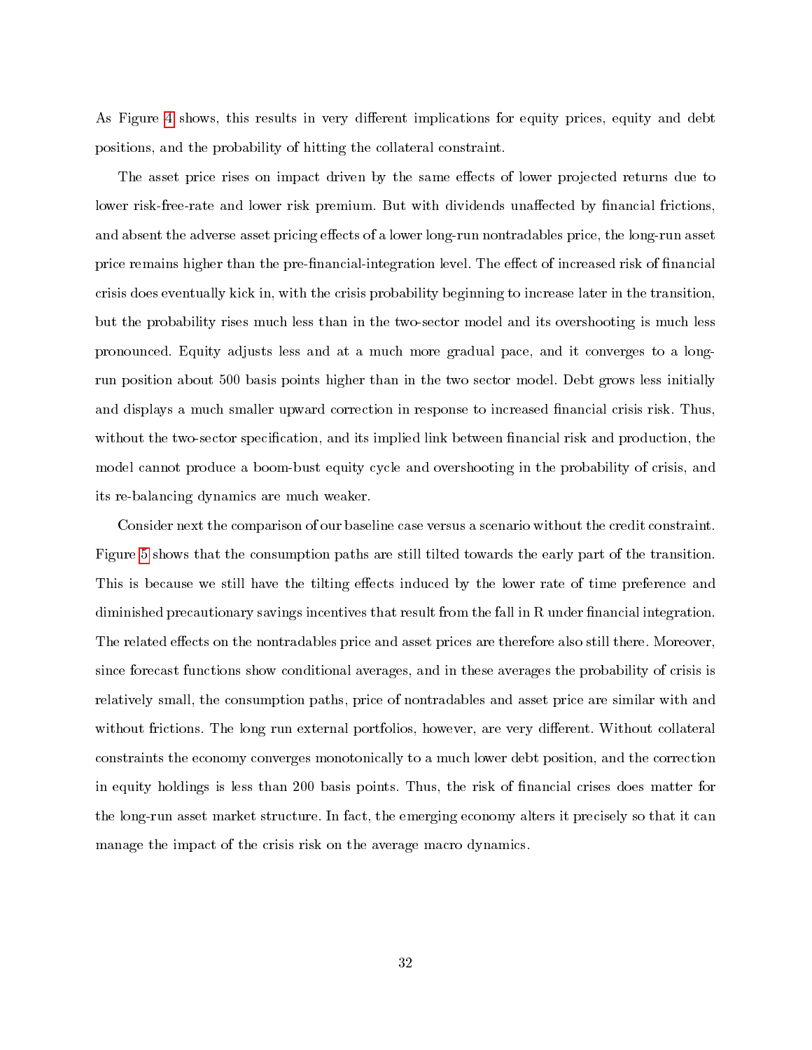As Figure 4 shows, this results in very different implications for equity prices, equity and debt positions, and the probability of hitting the collateral constraint.

The asset price rises on impact driven by the same effects of lower projected returns due to lower risk-free-rate and lower risk premium. But with dividends unaffected by financial frictions, and absent the adverse asset pricing effects of a lower long-run nontradables price, the long-run asset price remains higher than the pre-financial-integration level. The effect of increased risk of financial crisis does eventually kick in, with the crisis probability beginning to increase later in the transition, but the probability rises much less than in the two-sector model and its overshooting is much less pronounced. Equity adjusts less and at a much more gradual pace, and it converges to a long-run position about 500 basis points higher than in the two sector model. Debt grows less initially and displays a much smaller upward correction in response to increased financial crisis risk. Thus, without the two-sector specification, and its implied link between financial risk and production, the model cannot produce a boom-bust equity cycle and overshooting in the probability of crisis, and its re-balancing dynamics are much weaker.

Consider next the comparison of our baseline case versus a scenario without the credit constraint. Figure 5 shows that the consumption paths are still tilted towards the early part of the transition. This is because we still have the tilting effects induced by the lower rate of time preference and diminished precautionary savings incentives that result from the fall in R under financial integration. The related effects on the nontradables price and asset prices are therefore also still there. Moreover, since forecast functions show conditional averages, and in these averages the probability of crisis is relatively small, the consumption paths, price of nontradables and asset price are similar with and without frictions. The long run external portfolios, however, are very different. Without collateral constraints the economy converges monotonically to a much lower debt position, and the correction in equity holdings is less than 200 basis points. Thus, the risk of financial crises does matter for the long-run asset market structure. In fact, the emerging economy alters it precisely so that it can manage the impact of the crisis risk on the average macro dynamics.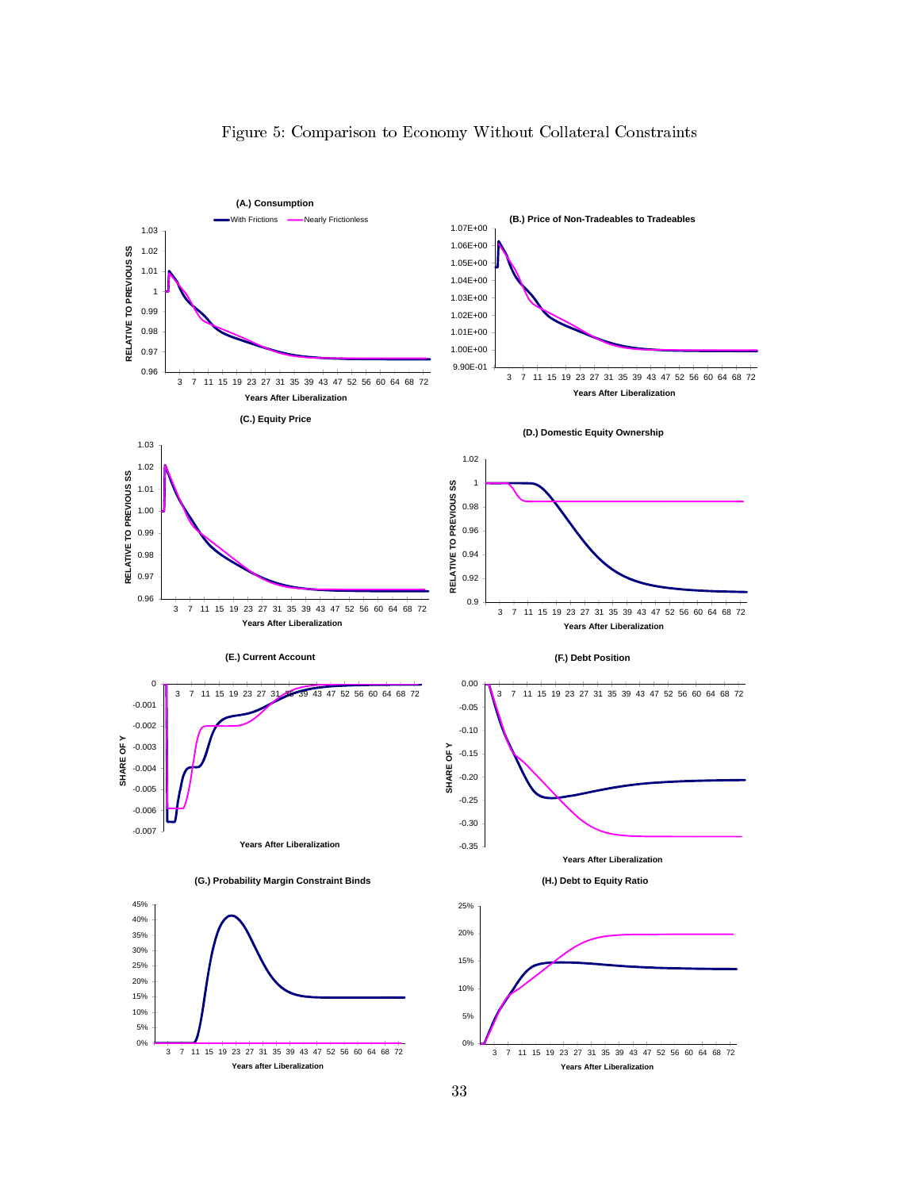Figure 5: Comparison to Economy Without Collateral Constraints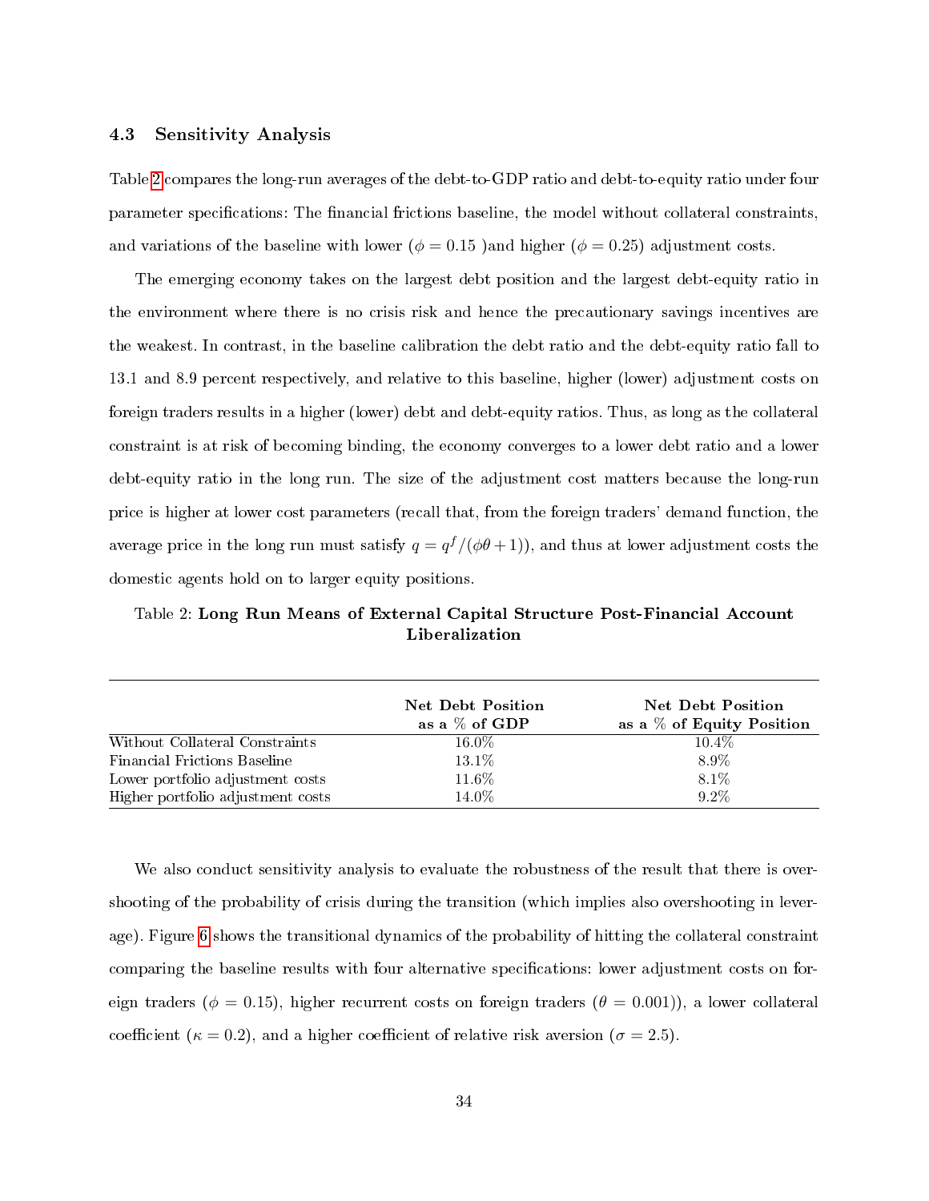### 4.3 Sensitivity Analysis

Table 2 compares the long-run averages of the debt-to-GDP ratio and debt-to-equity ratio under four parameter specifications: The financial frictions baseline, the model without collateral constraints, and variations of the baseline with lower ($\phi = 0.15$ )and higher ($\phi = 0.25$) adjustment costs.

The emerging economy takes on the largest debt position and the largest debt-equity ratio in the environment where there is no crisis risk and hence the precautionary savings incentives are the weakest. In contrast, in the baseline calibration the debt ratio and the debt-equity ratio fall to 13.1 and 8.9 percent respectively, and relative to this baseline, higher (lower) adjustment costs on foreign traders results in a higher (lower) debt and debt-equity ratios. Thus, as long as the collateral constraint is at risk of becoming binding, the economy converges to a lower debt ratio and a lower debt-equity ratio in the long run. The size of the adjustment cost matters because the long-run price is higher at lower cost parameters (recall that, from the foreign traders' demand function, the average price in the long run must satisfy $q = q^f/(\phi\theta + 1)$), and thus at lower adjustment costs the domestic agents hold on to larger equity positions.

Table 2: **Long Run Means of External Capital Structure Post-Financial Account Liberalization**

| | **Net Debt Position as a % of GDP** | **Net Debt Position as a % of Equity Position** |
|---|---|---|
| Without Collateral Constraints | 16.0% | 10.4% |
| Financial Frictions Baseline | 13.1% | 8.9% |
| Lower portfolio adjustment costs | 11.6% | 8.1% |
| Higher portfolio adjustment costs | 14.0% | 9.2% |

We also conduct sensitivity analysis to evaluate the robustness of the result that there is overshooting of the probability of crisis during the transition (which implies also overshooting in leverage). Figure 6 shows the transitional dynamics of the probability of hitting the collateral constraint comparing the baseline results with four alternative specifications: lower adjustment costs on foreign traders ($\phi = 0.15$), higher recurrent costs on foreign traders ($\theta = 0.001$)), a lower collateral coefficient ($\kappa = 0.2$), and a higher coefficient of relative risk aversion ($\sigma = 2.5$).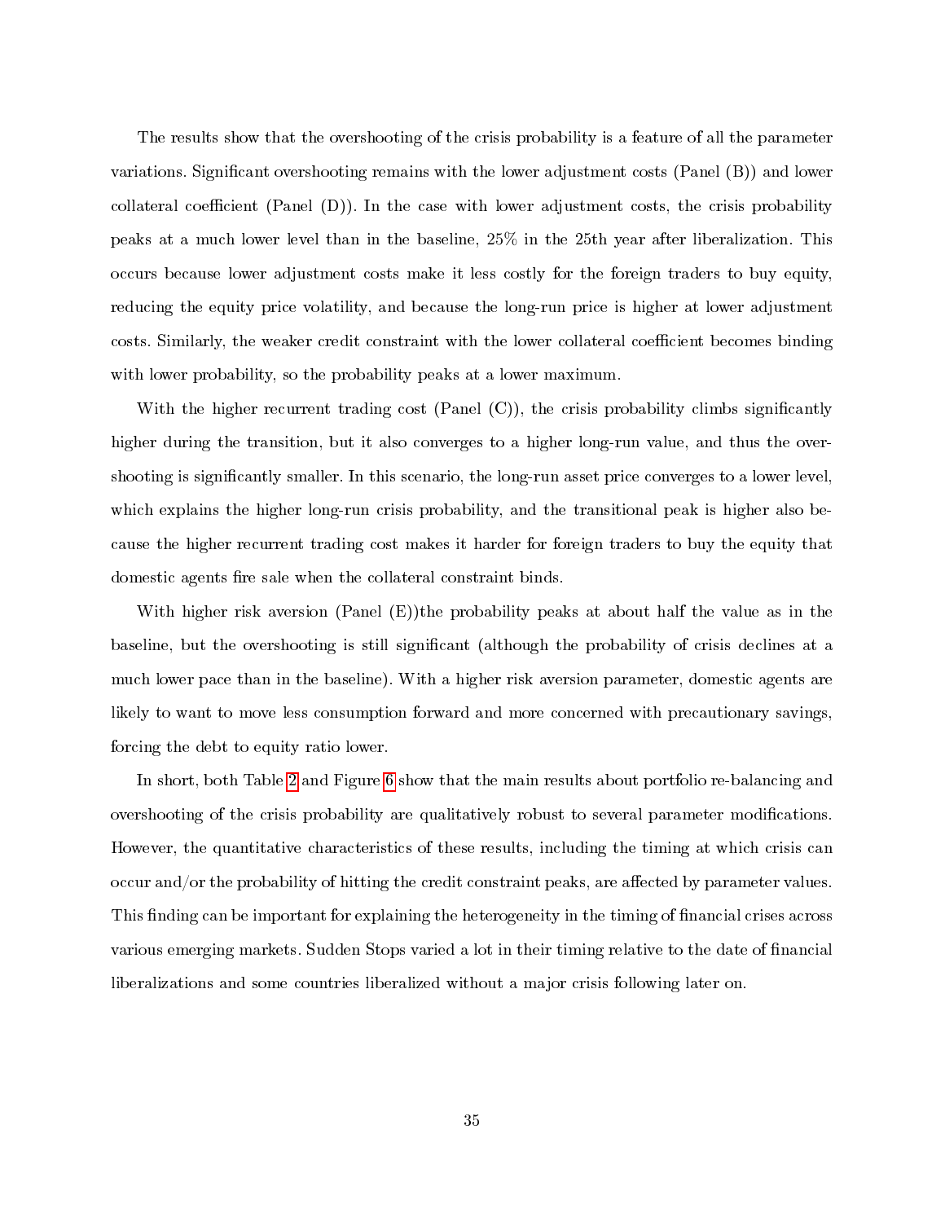The results show that the overshooting of the crisis probability is a feature of all the parameter variations. Significant overshooting remains with the lower adjustment costs (Panel (B)) and lower collateral coefficient (Panel (D)). In the case with lower adjustment costs, the crisis probability peaks at a much lower level than in the baseline, 25% in the 25th year after liberalization. This occurs because lower adjustment costs make it less costly for the foreign traders to buy equity, reducing the equity price volatility, and because the long-run price is higher at lower adjustment costs. Similarly, the weaker credit constraint with the lower collateral coefficient becomes binding with lower probability, so the probability peaks at a lower maximum.

With the higher recurrent trading cost (Panel (C)), the crisis probability climbs significantly higher during the transition, but it also converges to a higher long-run value, and thus the overshooting is significantly smaller. In this scenario, the long-run asset price converges to a lower level, which explains the higher long-run crisis probability, and the transitional peak is higher also because the higher recurrent trading cost makes it harder for foreign traders to buy the equity that domestic agents fire sale when the collateral constraint binds.

With higher risk aversion (Panel (E))the probability peaks at about half the value as in the baseline, but the overshooting is still significant (although the probability of crisis declines at a much lower pace than in the baseline). With a higher risk aversion parameter, domestic agents are likely to want to move less consumption forward and more concerned with precautionary savings, forcing the debt to equity ratio lower.

In short, both Table 2 and Figure 6 show that the main results about portfolio re-balancing and overshooting of the crisis probability are qualitatively robust to several parameter modifications. However, the quantitative characteristics of these results, including the timing at which crisis can occur and/or the probability of hitting the credit constraint peaks, are affected by parameter values. This finding can be important for explaining the heterogeneity in the timing of financial crises across various emerging markets. Sudden Stops varied a lot in their timing relative to the date of financial liberalizations and some countries liberalized without a major crisis following later on.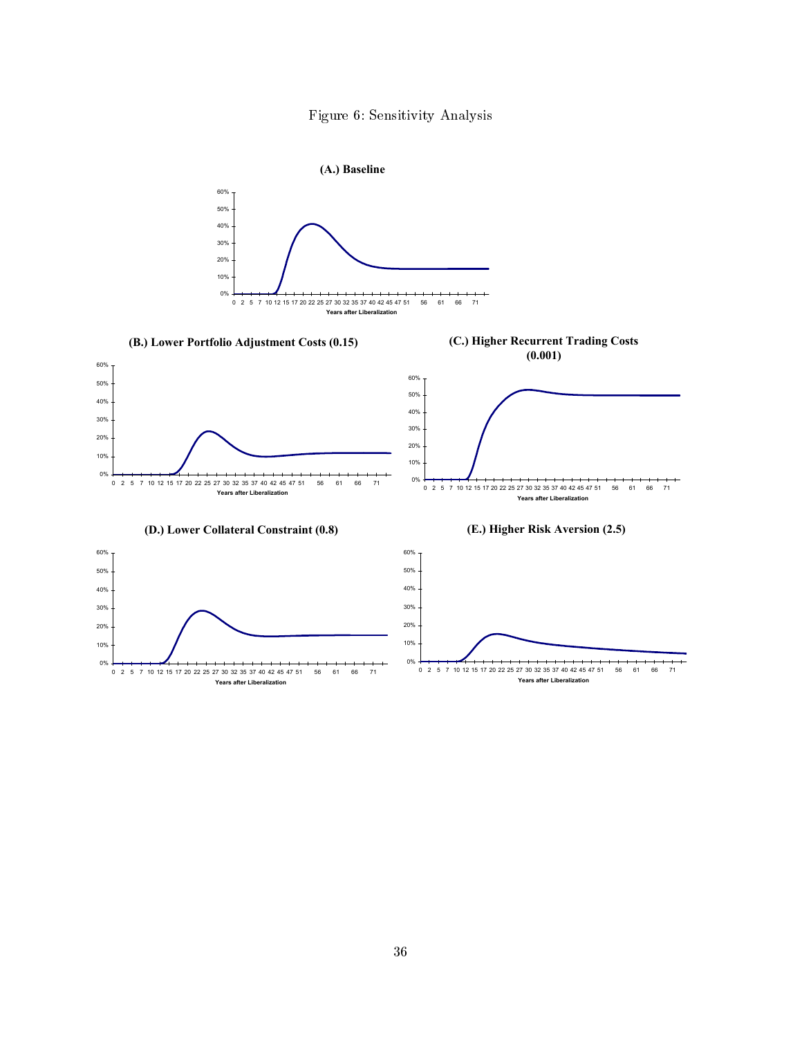Figure 6: Sensitivity Analysis

**(A.) Baseline**

**(B.) Lower Portfolio Adjustment Costs (0.15)**

**(C.) Higher Recurrent Trading Costs (0.001)**

**(D.) Lower Collateral Constraint (0.8)**

**(E.) Higher Risk Aversion (2.5)**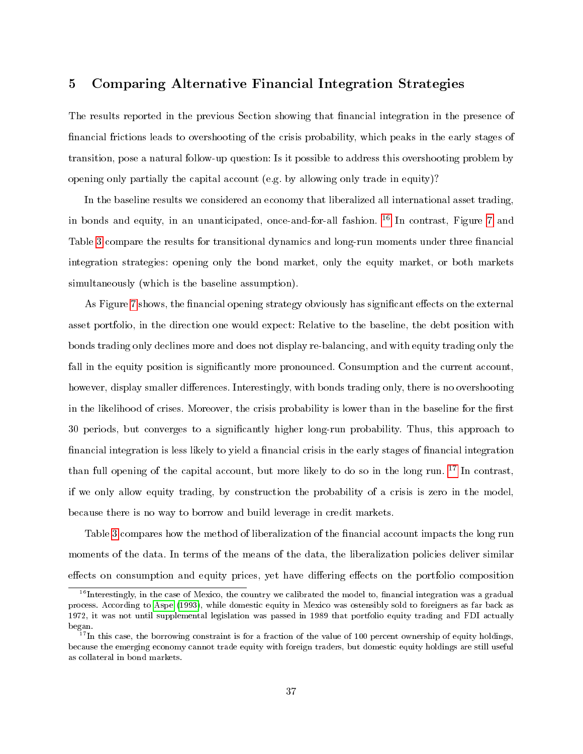# 5 Comparing Alternative Financial Integration Strategies

The results reported in the previous Section showing that financial integration in the presence of financial frictions leads to overshooting of the crisis probability, which peaks in the early stages of transition, pose a natural follow-up question: Is it possible to address this overshooting problem by opening only partially the capital account (e.g. by allowing only trade in equity)?

In the baseline results we considered an economy that liberalized all international asset trading, in bonds and equity, in an unanticipated, once-and-for-all fashion. [16] In contrast, Figure 7 and Table 3 compare the results for transitional dynamics and long-run moments under three financial integration strategies: opening only the bond market, only the equity market, or both markets simultaneously (which is the baseline assumption).

As Figure 7 shows, the financial opening strategy obviously has significant effects on the external asset portfolio, in the direction one would expect: Relative to the baseline, the debt position with bonds trading only declines more and does not display re-balancing, and with equity trading only the fall in the equity position is significantly more pronounced. Consumption and the current account, however, display smaller differences. Interestingly, with bonds trading only, there is no overshooting in the likelihood of crises. Moreover, the crisis probability is lower than in the baseline for the first 30 periods, but converges to a significantly higher long-run probability. Thus, this approach to financial integration is less likely to yield a financial crisis in the early stages of financial integration than full opening of the capital account, but more likely to do so in the long run. [17] In contrast, if we only allow equity trading, by construction the probability of a crisis is zero in the model, because there is no way to borrow and build leverage in credit markets.

Table 3 compares how the method of liberalization of the financial account impacts the long run moments of the data. In terms of the means of the data, the liberalization policies deliver similar effects on consumption and equity prices, yet have differing effects on the portfolio composition

[16] Interestingly, in the case of Mexico, the country we calibrated the model to, financial integration was a gradual process. According to Aspe (1993), while domestic equity in Mexico was ostensibly sold to foreigners as far back as 1972, it was not until supplemental legislation was passed in 1989 that portfolio equity trading and FDI actually began.

[17] In this case, the borrowing constraint is for a fraction of the value of 100 percent ownership of equity holdings, because the emerging economy cannot trade equity with foreign traders, but domestic equity holdings are still useful as collateral in bond markets.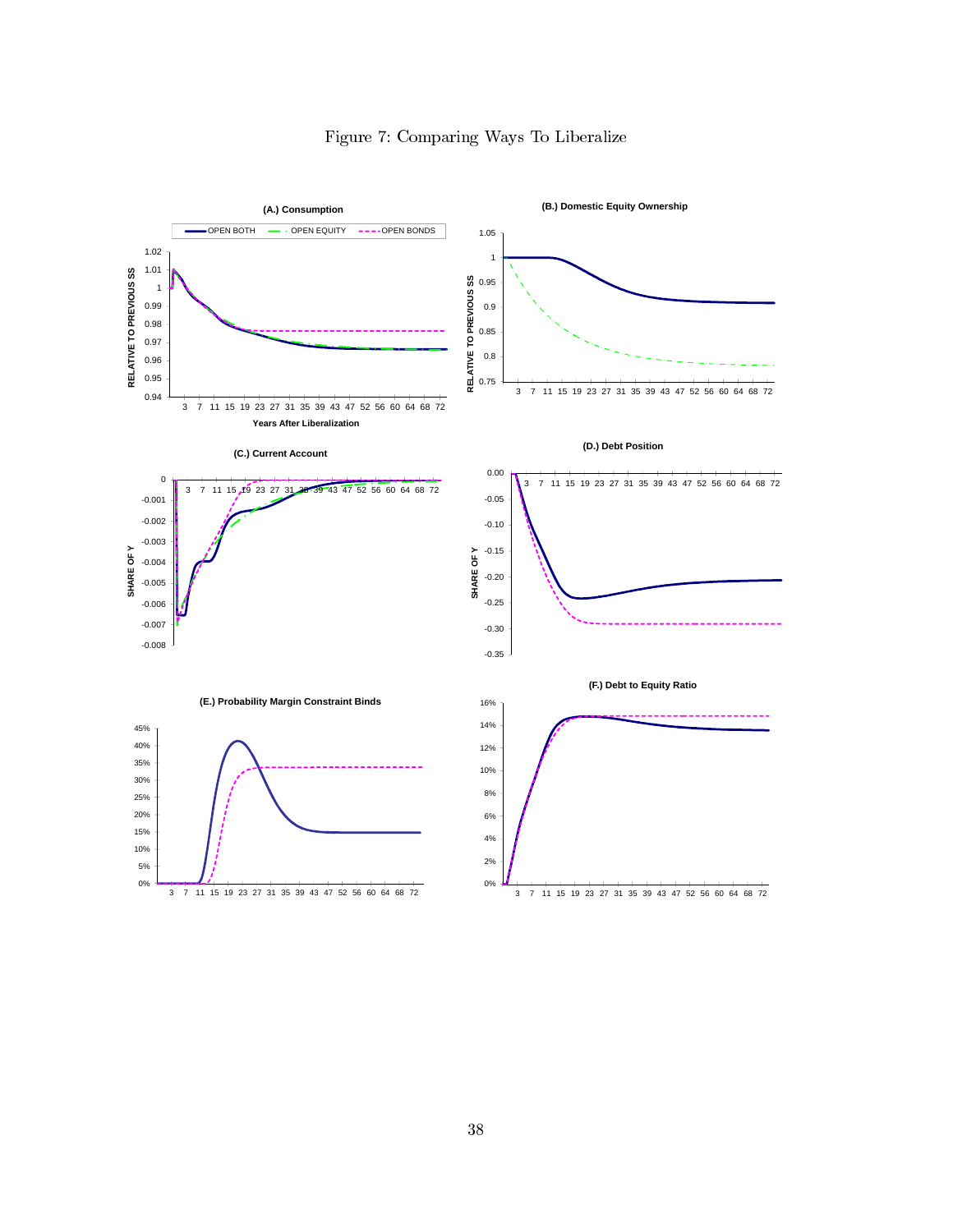Figure 7: Comparing Ways To Liberalize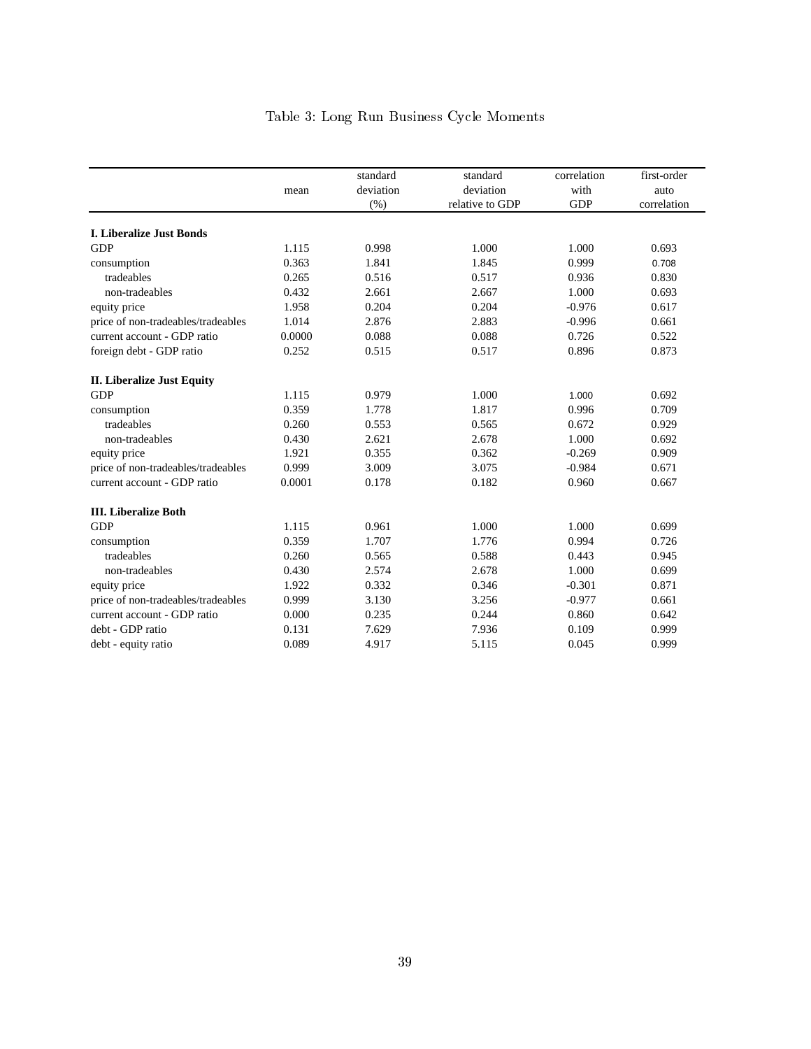# Table 3: Long Run Business Cycle Moments

| | mean | standard deviation (%) | standard deviation relative to GDP | correlation with GDP | first-order auto correlation |
|---|---|---|---|---|---|
| **I. Liberalize Just Bonds** | | | | | |
| GDP | 1.115 | 0.998 | 1.000 | 1.000 | 0.693 |
| consumption | 0.363 | 1.841 | 1.845 | 0.999 | 0.708 |
| tradeables | 0.265 | 0.516 | 0.517 | 0.936 | 0.830 |
| non-tradeables | 0.432 | 2.661 | 2.667 | 1.000 | 0.693 |
| equity price | 1.958 | 0.204 | 0.204 | -0.976 | 0.617 |
| price of non-tradeables/tradeables | 1.014 | 2.876 | 2.883 | -0.996 | 0.661 |
| current account - GDP ratio | 0.0000 | 0.088 | 0.088 | 0.726 | 0.522 |
| foreign debt - GDP ratio | 0.252 | 0.515 | 0.517 | 0.896 | 0.873 |
| **II. Liberalize Just Equity** | | | | | |
| GDP | 1.115 | 0.979 | 1.000 | 1.000 | 0.692 |
| consumption | 0.359 | 1.778 | 1.817 | 0.996 | 0.709 |
| tradeables | 0.260 | 0.553 | 0.565 | 0.672 | 0.929 |
| non-tradeables | 0.430 | 2.621 | 2.678 | 1.000 | 0.692 |
| equity price | 1.921 | 0.355 | 0.362 | -0.269 | 0.909 |
| price of non-tradeables/tradeables | 0.999 | 3.009 | 3.075 | -0.984 | 0.671 |
| current account - GDP ratio | 0.0001 | 0.178 | 0.182 | 0.960 | 0.667 |
| **III. Liberalize Both** | | | | | |
| GDP | 1.115 | 0.961 | 1.000 | 1.000 | 0.699 |
| consumption | 0.359 | 1.707 | 1.776 | 0.994 | 0.726 |
| tradeables | 0.260 | 0.565 | 0.588 | 0.443 | 0.945 |
| non-tradeables | 0.430 | 2.574 | 2.678 | 1.000 | 0.699 |
| equity price | 1.922 | 0.332 | 0.346 | -0.301 | 0.871 |
| price of non-tradeables/tradeables | 0.999 | 3.130 | 3.256 | -0.977 | 0.661 |
| current account - GDP ratio | 0.000 | 0.235 | 0.244 | 0.860 | 0.642 |
| debt - GDP ratio | 0.131 | 7.629 | 7.936 | 0.109 | 0.999 |
| debt - equity ratio | 0.089 | 4.917 | 5.115 | 0.045 | 0.999 |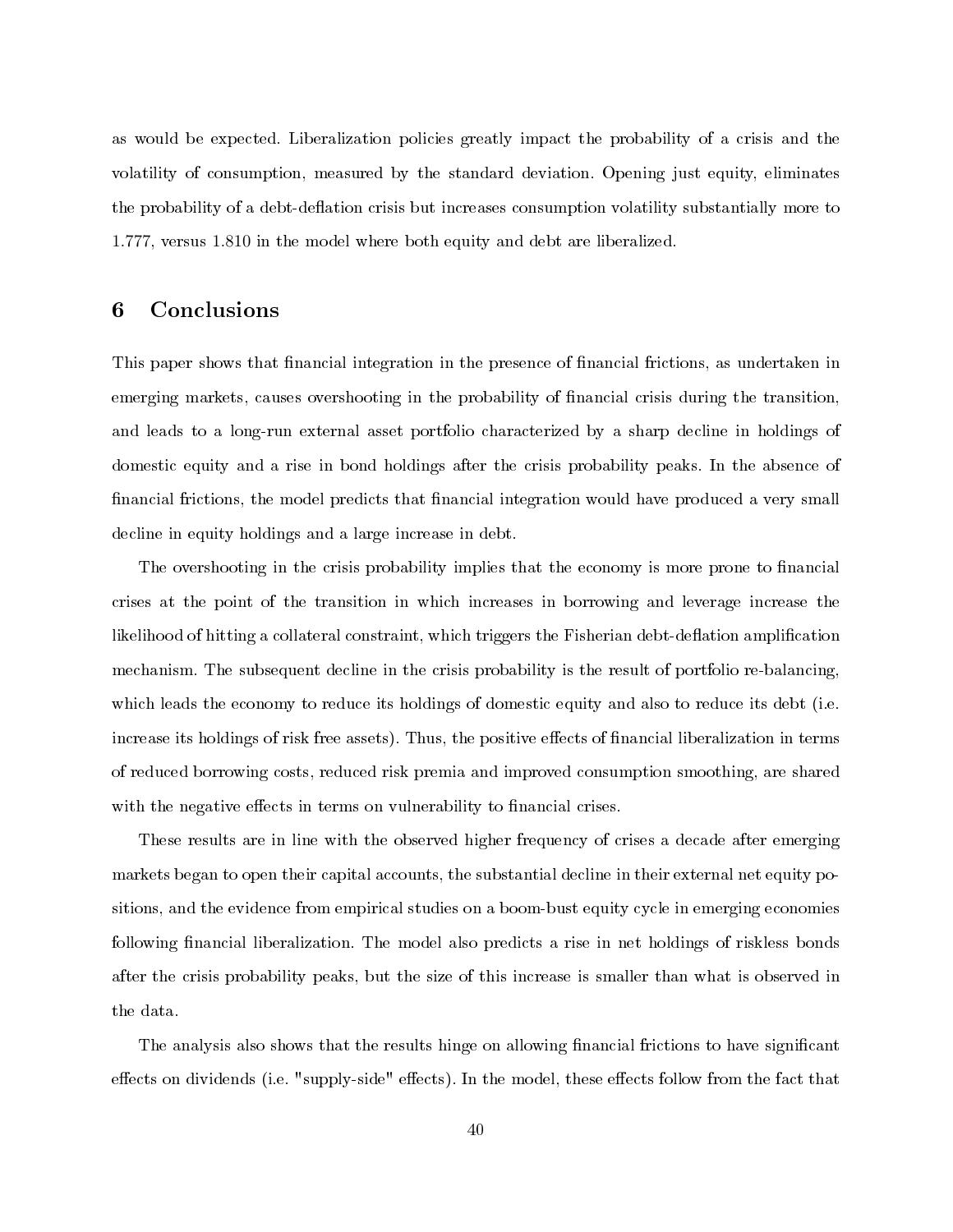as would be expected. Liberalization policies greatly impact the probability of a crisis and the volatility of consumption, measured by the standard deviation. Opening just equity, eliminates the probability of a debt-deflation crisis but increases consumption volatility substantially more to 1.777, versus 1.810 in the model where both equity and debt are liberalized.

# 6 Conclusions

This paper shows that financial integration in the presence of financial frictions, as undertaken in emerging markets, causes overshooting in the probability of financial crisis during the transition, and leads to a long-run external asset portfolio characterized by a sharp decline in holdings of domestic equity and a rise in bond holdings after the crisis probability peaks. In the absence of financial frictions, the model predicts that financial integration would have produced a very small decline in equity holdings and a large increase in debt.

The overshooting in the crisis probability implies that the economy is more prone to financial crises at the point of the transition in which increases in borrowing and leverage increase the likelihood of hitting a collateral constraint, which triggers the Fisherian debt-deflation amplification mechanism. The subsequent decline in the crisis probability is the result of portfolio re-balancing, which leads the economy to reduce its holdings of domestic equity and also to reduce its debt (i.e. increase its holdings of risk free assets). Thus, the positive effects of financial liberalization in terms of reduced borrowing costs, reduced risk premia and improved consumption smoothing, are shared with the negative effects in terms on vulnerability to financial crises.

These results are in line with the observed higher frequency of crises a decade after emerging markets began to open their capital accounts, the substantial decline in their external net equity positions, and the evidence from empirical studies on a boom-bust equity cycle in emerging economies following financial liberalization. The model also predicts a rise in net holdings of riskless bonds after the crisis probability peaks, but the size of this increase is smaller than what is observed in the data.

The analysis also shows that the results hinge on allowing financial frictions to have significant effects on dividends (i.e. "supply-side" effects). In the model, these effects follow from the fact that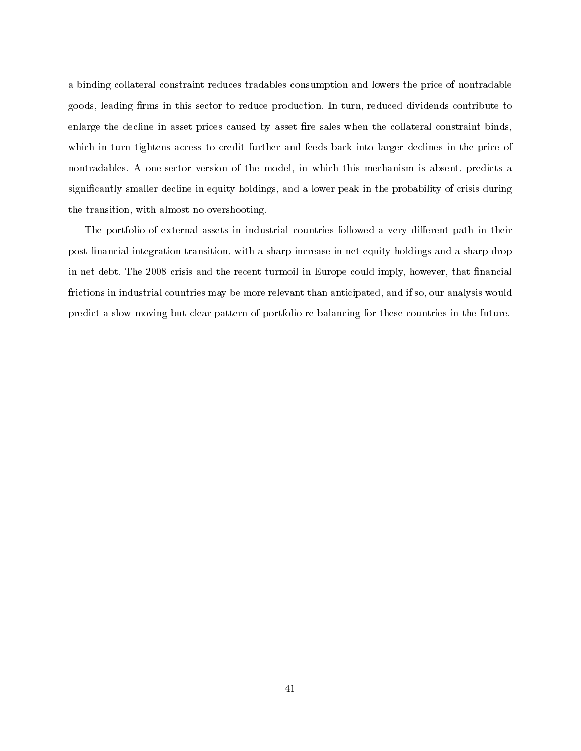a binding collateral constraint reduces tradables consumption and lowers the price of nontradable goods, leading firms in this sector to reduce production. In turn, reduced dividends contribute to enlarge the decline in asset prices caused by asset fire sales when the collateral constraint binds, which in turn tightens access to credit further and feeds back into larger declines in the price of nontradables. A one-sector version of the model, in which this mechanism is absent, predicts a significantly smaller decline in equity holdings, and a lower peak in the probability of crisis during the transition, with almost no overshooting.

The portfolio of external assets in industrial countries followed a very different path in their post-financial integration transition, with a sharp increase in net equity holdings and a sharp drop in net debt. The 2008 crisis and the recent turmoil in Europe could imply, however, that financial frictions in industrial countries may be more relevant than anticipated, and if so, our analysis would predict a slow-moving but clear pattern of portfolio re-balancing for these countries in the future.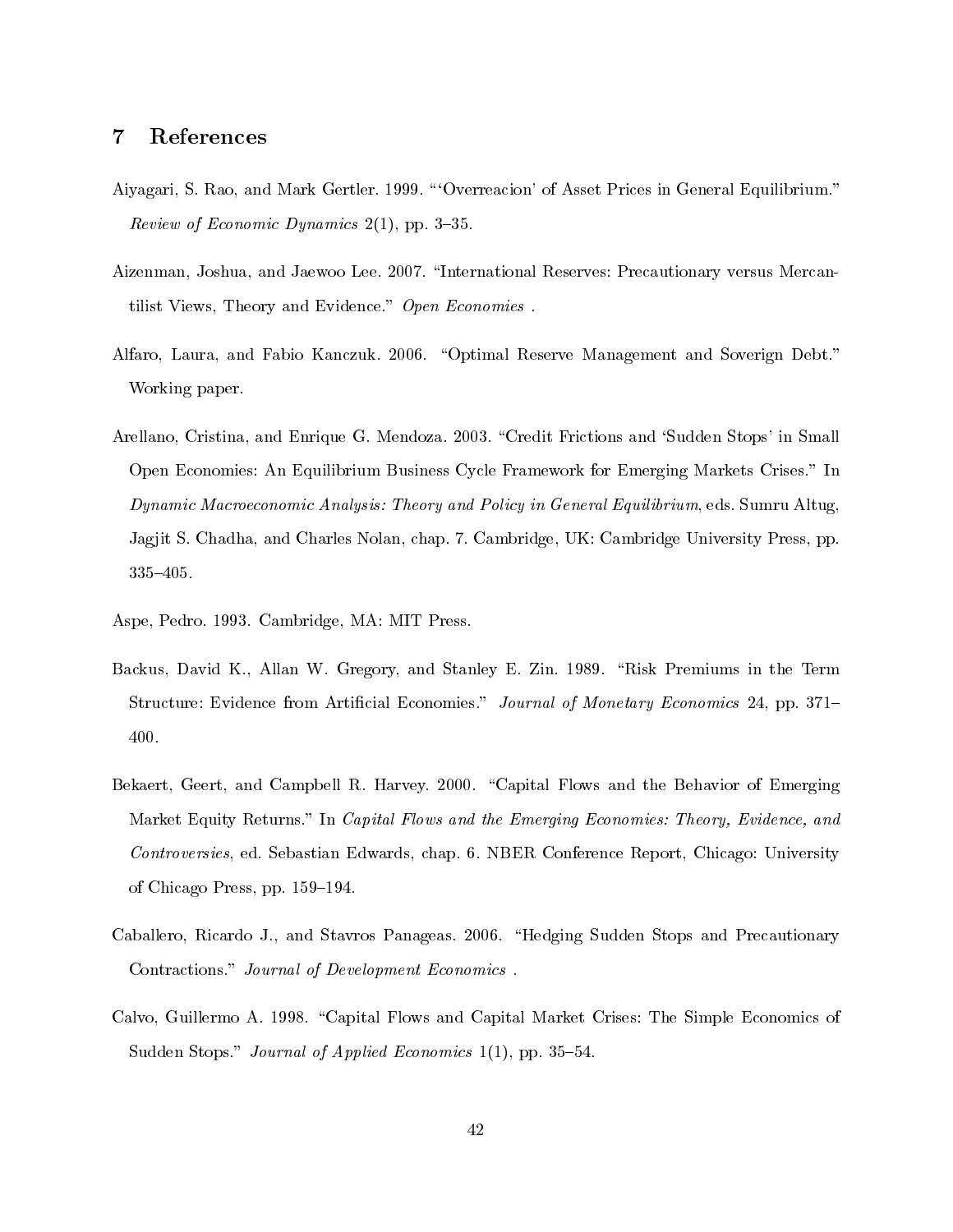## 7 References

Aiyagari, S. Rao, and Mark Gertler. 1999. "'Overreacion' of Asset Prices in General Equilibrium." *Review of Economic Dynamics* 2(1), pp. 3–35.

Aizenman, Joshua, and Jaewoo Lee. 2007. "International Reserves: Precautionary versus Mercantilist Views, Theory and Evidence." *Open Economies* .

Alfaro, Laura, and Fabio Kanczuk. 2006. "Optimal Reserve Management and Soverign Debt." Working paper.

Arellano, Cristina, and Enrique G. Mendoza. 2003. "Credit Frictions and 'Sudden Stops' in Small Open Economies: An Equilibrium Business Cycle Framework for Emerging Markets Crises." In *Dynamic Macroeconomic Analysis: Theory and Policy in General Equilibrium*, eds. Sumru Altug, Jagjit S. Chadha, and Charles Nolan, chap. 7. Cambridge, UK: Cambridge University Press, pp. 335–405.

Aspe, Pedro. 1993. Cambridge, MA: MIT Press.

Backus, David K., Allan W. Gregory, and Stanley E. Zin. 1989. "Risk Premiums in the Term Structure: Evidence from Artificial Economies." *Journal of Monetary Economics* 24, pp. 371–400.

Bekaert, Geert, and Campbell R. Harvey. 2000. "Capital Flows and the Behavior of Emerging Market Equity Returns." In *Capital Flows and the Emerging Economies: Theory, Evidence, and Controversies*, ed. Sebastian Edwards, chap. 6. NBER Conference Report, Chicago: University of Chicago Press, pp. 159–194.

Caballero, Ricardo J., and Stavros Panageas. 2006. "Hedging Sudden Stops and Precautionary Contractions." *Journal of Development Economics* .

Calvo, Guillermo A. 1998. "Capital Flows and Capital Market Crises: The Simple Economics of Sudden Stops." *Journal of Applied Economics* 1(1), pp. 35–54.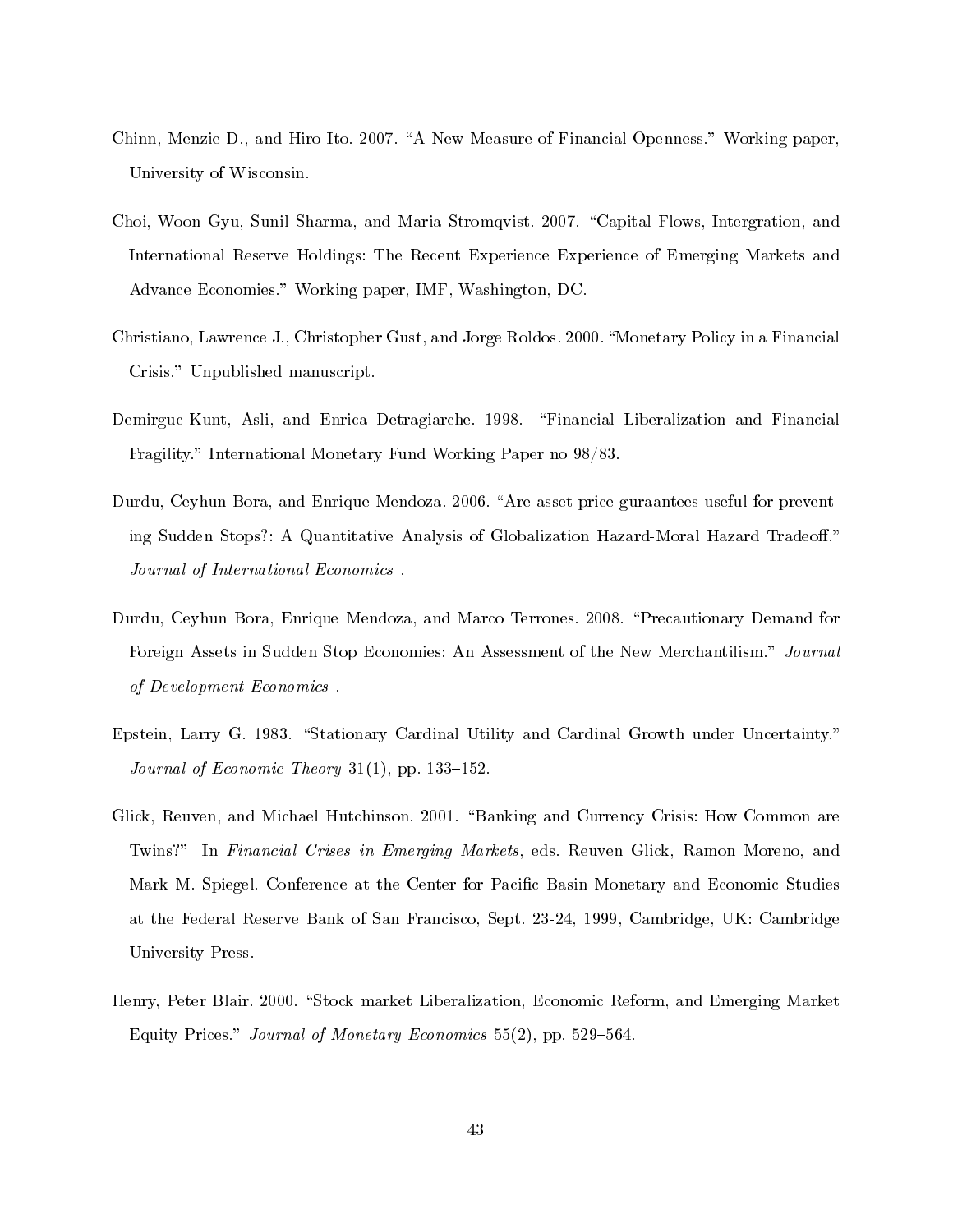Chinn, Menzie D., and Hiro Ito. 2007. "A New Measure of Financial Openness." Working paper, University of Wisconsin.

Choi, Woon Gyu, Sunil Sharma, and Maria Stromqvist. 2007. "Capital Flows, Intergration, and International Reserve Holdings: The Recent Experience Experience of Emerging Markets and Advance Economies." Working paper, IMF, Washington, DC.

Christiano, Lawrence J., Christopher Gust, and Jorge Roldos. 2000. "Monetary Policy in a Financial Crisis." Unpublished manuscript.

Demirguc-Kunt, Asli, and Enrica Detragiarche. 1998. "Financial Liberalization and Financial Fragility." International Monetary Fund Working Paper no 98/83.

Durdu, Ceyhun Bora, and Enrique Mendoza. 2006. "Are asset price guraantees useful for preventing Sudden Stops?: A Quantitative Analysis of Globalization Hazard-Moral Hazard Tradeoff." *Journal of International Economics* .

Durdu, Ceyhun Bora, Enrique Mendoza, and Marco Terrones. 2008. "Precautionary Demand for Foreign Assets in Sudden Stop Economies: An Assessment of the New Merchantilism." *Journal of Development Economics* .

Epstein, Larry G. 1983. "Stationary Cardinal Utility and Cardinal Growth under Uncertainty." *Journal of Economic Theory* 31(1), pp. 133–152.

Glick, Reuven, and Michael Hutchinson. 2001. "Banking and Currency Crisis: How Common are Twins?" In *Financial Crises in Emerging Markets*, eds. Reuven Glick, Ramon Moreno, and Mark M. Spiegel. Conference at the Center for Pacific Basin Monetary and Economic Studies at the Federal Reserve Bank of San Francisco, Sept. 23-24, 1999, Cambridge, UK: Cambridge University Press.

Henry, Peter Blair. 2000. "Stock market Liberalization, Economic Reform, and Emerging Market Equity Prices." *Journal of Monetary Economics* 55(2), pp. 529–564.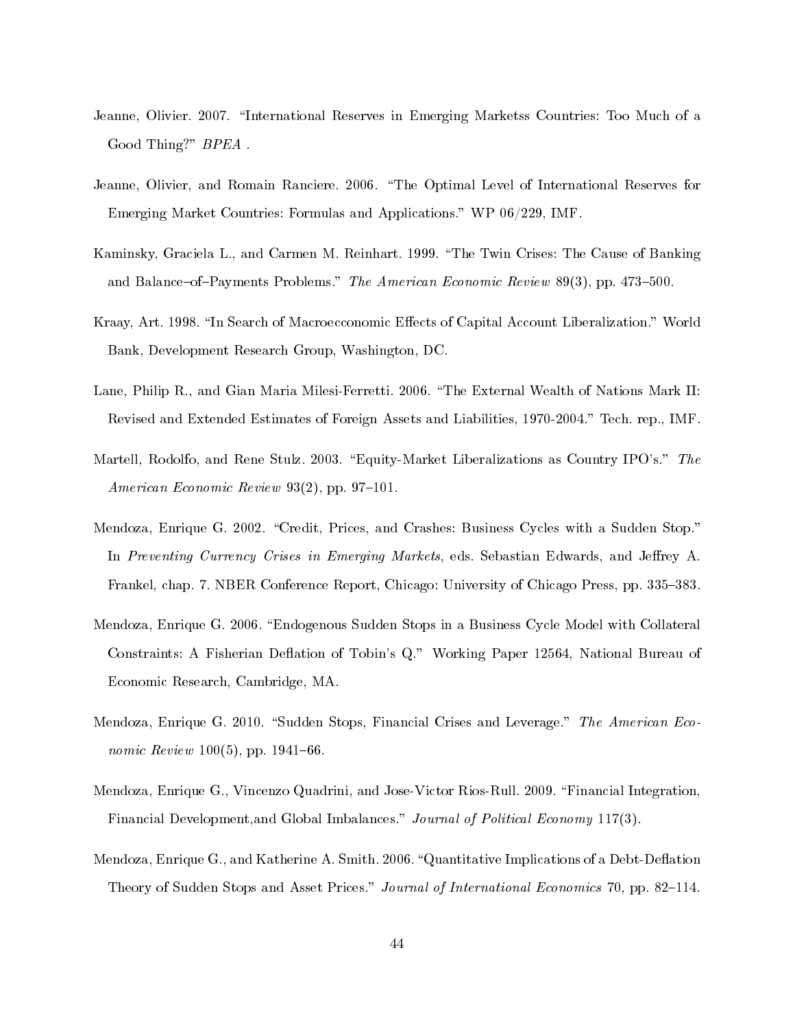Jeanne, Olivier. 2007. "International Reserves in Emerging Marketss Countries: Too Much of a Good Thing?" *BPEA* .

Jeanne, Olivier, and Romain Ranciere. 2006. "The Optimal Level of International Reserves for Emerging Market Countries: Formulas and Applications." WP 06/229, IMF.

Kaminsky, Graciela L., and Carmen M. Reinhart. 1999. "The Twin Crises: The Cause of Banking and Balance–of–Payments Problems." *The American Economic Review* 89(3), pp. 473–500.

Kraay, Art. 1998. "In Search of Macroecconomic Effects of Capital Account Liberalization." World Bank, Development Research Group, Washington, DC.

Lane, Philip R., and Gian Maria Milesi-Ferretti. 2006. "The External Wealth of Nations Mark II: Revised and Extended Estimates of Foreign Assets and Liabilities, 1970-2004." Tech. rep., IMF.

Martell, Rodolfo, and Rene Stulz. 2003. "Equity-Market Liberalizations as Country IPO's." *The American Economic Review* 93(2), pp. 97–101.

Mendoza, Enrique G. 2002. "Credit, Prices, and Crashes: Business Cycles with a Sudden Stop." In *Preventing Currency Crises in Emerging Markets*, eds. Sebastian Edwards, and Jeffrey A. Frankel, chap. 7. NBER Conference Report, Chicago: University of Chicago Press, pp. 335–383.

Mendoza, Enrique G. 2006. "Endogenous Sudden Stops in a Business Cycle Model with Collateral Constraints: A Fisherian Deflation of Tobin's Q." Working Paper 12564, National Bureau of Economic Research, Cambridge, MA.

Mendoza, Enrique G. 2010. "Sudden Stops, Financial Crises and Leverage." *The American Economic Review* 100(5), pp. 1941–66.

Mendoza, Enrique G., Vincenzo Quadrini, and Jose-Victor Rios-Rull. 2009. "Financial Integration, Financial Development,and Global Imbalances." *Journal of Political Economy* 117(3).

Mendoza, Enrique G., and Katherine A. Smith. 2006. "Quantitative Implications of a Debt-Deflation Theory of Sudden Stops and Asset Prices." *Journal of International Economics* 70, pp. 82–114.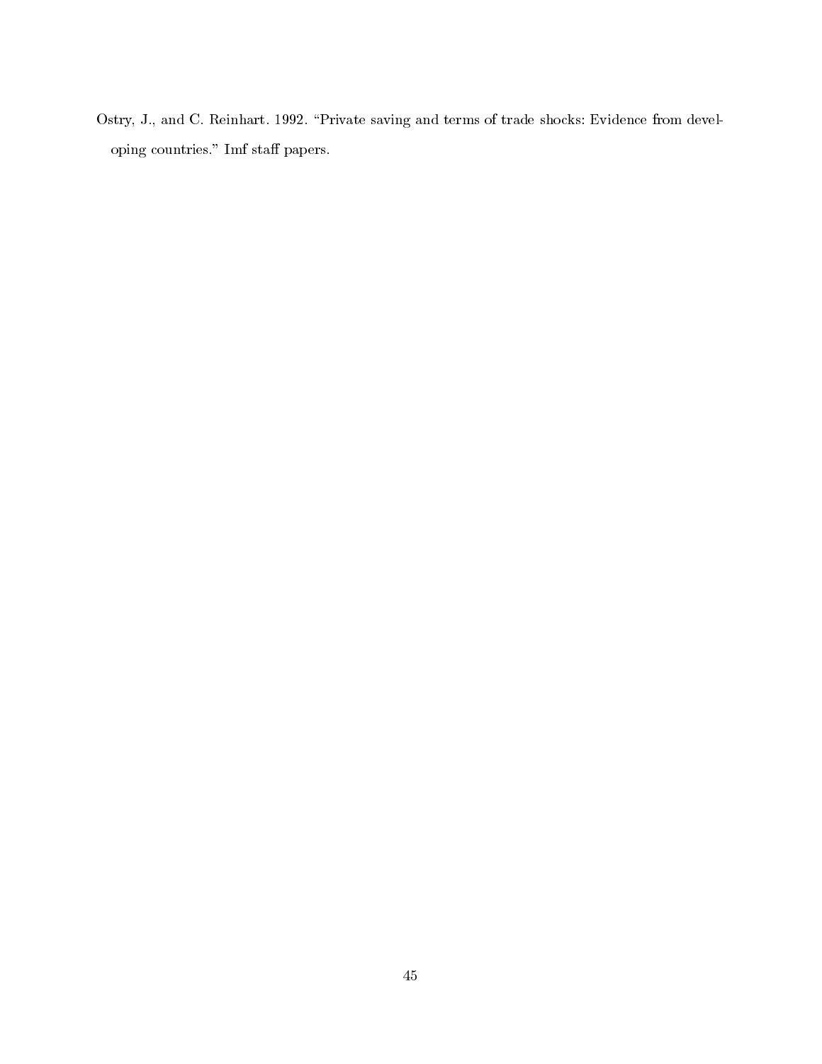Ostry, J., and C. Reinhart. 1992. "Private saving and terms of trade shocks: Evidence from developing countries." Imf staff papers.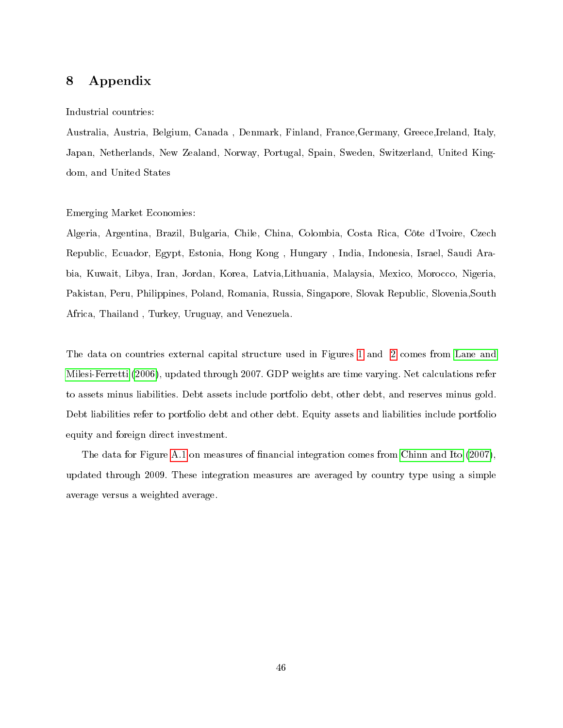# 8 Appendix

Industrial countries:

Australia, Austria, Belgium, Canada , Denmark, Finland, France,Germany, Greece,Ireland, Italy, Japan, Netherlands, New Zealand, Norway, Portugal, Spain, Sweden, Switzerland, United Kingdom, and United States

Emerging Market Economies:

Algeria, Argentina, Brazil, Bulgaria, Chile, China, Colombia, Costa Rica, Côte d'Ivoire, Czech Republic, Ecuador, Egypt, Estonia, Hong Kong , Hungary , India, Indonesia, Israel, Saudi Arabia, Kuwait, Libya, Iran, Jordan, Korea, Latvia,Lithuania, Malaysia, Mexico, Morocco, Nigeria, Pakistan, Peru, Philippines, Poland, Romania, Russia, Singapore, Slovak Republic, Slovenia,South Africa, Thailand , Turkey, Uruguay, and Venezuela.

The data on countries external capital structure used in Figures 1 and 2 comes from Lane and Milesi-Ferretti (2006), updated through 2007. GDP weights are time varying. Net calculations refer to assets minus liabilities. Debt assets include portfolio debt, other debt, and reserves minus gold. Debt liabilities refer to portfolio debt and other debt. Equity assets and liabilities include portfolio equity and foreign direct investment.

The data for Figure A.1 on measures of financial integration comes from Chinn and Ito (2007), updated through 2009. These integration measures are averaged by country type using a simple average versus a weighted average.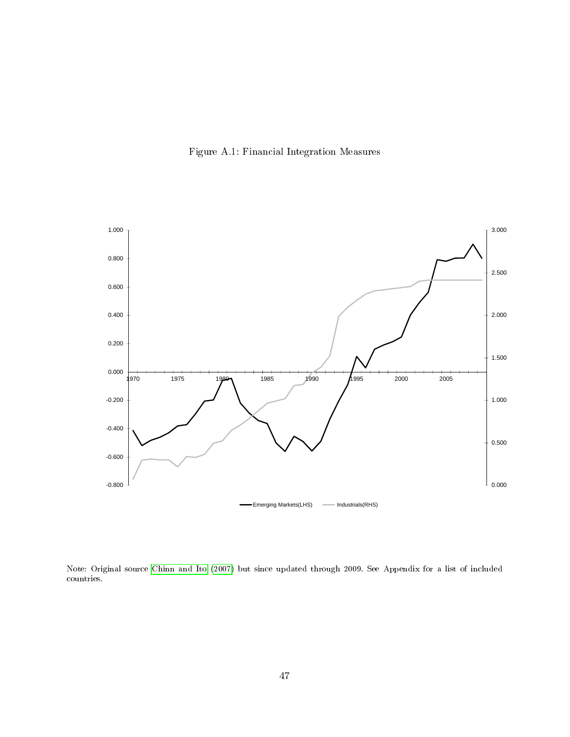Figure A.1: Financial Integration Measures

1.000
0.800
0.600
0.400
0.200
0.000
-0.200
-0.400
-0.600
-0.800

3.000
2.500
2.000
1.500
1.000
0.500
0.000

1970
1975
1980
1985
1990
1995
2000
2005

Emerging Markets(LHS)
Industrials(RHS)

Note: Original source Chinn and Ito (2007) but since updated through 2009. See Appendix for a list of included countries.